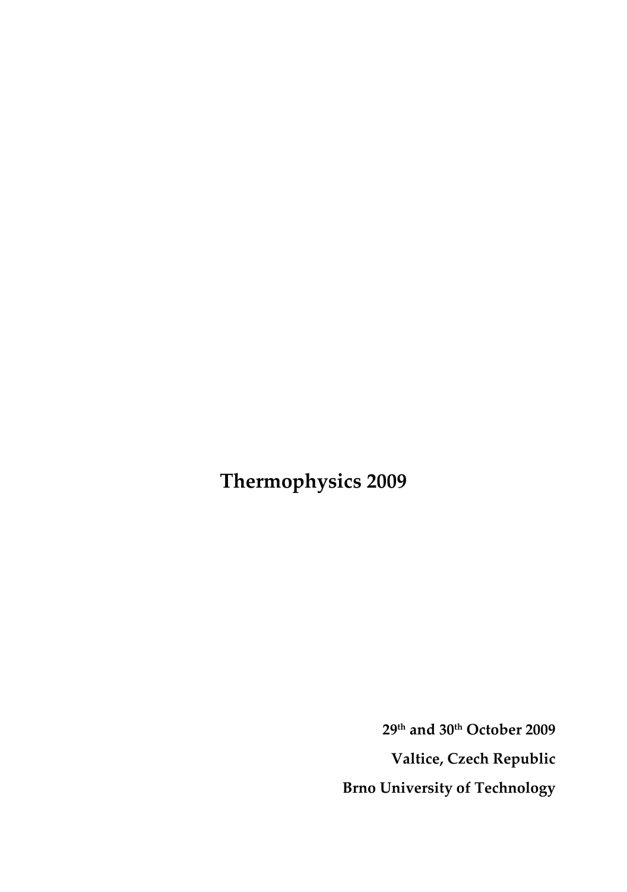# Thermophysics 2009

**29th and 30th October 2009**

**Valtice, Czech Republic**

**Brno University of Technology**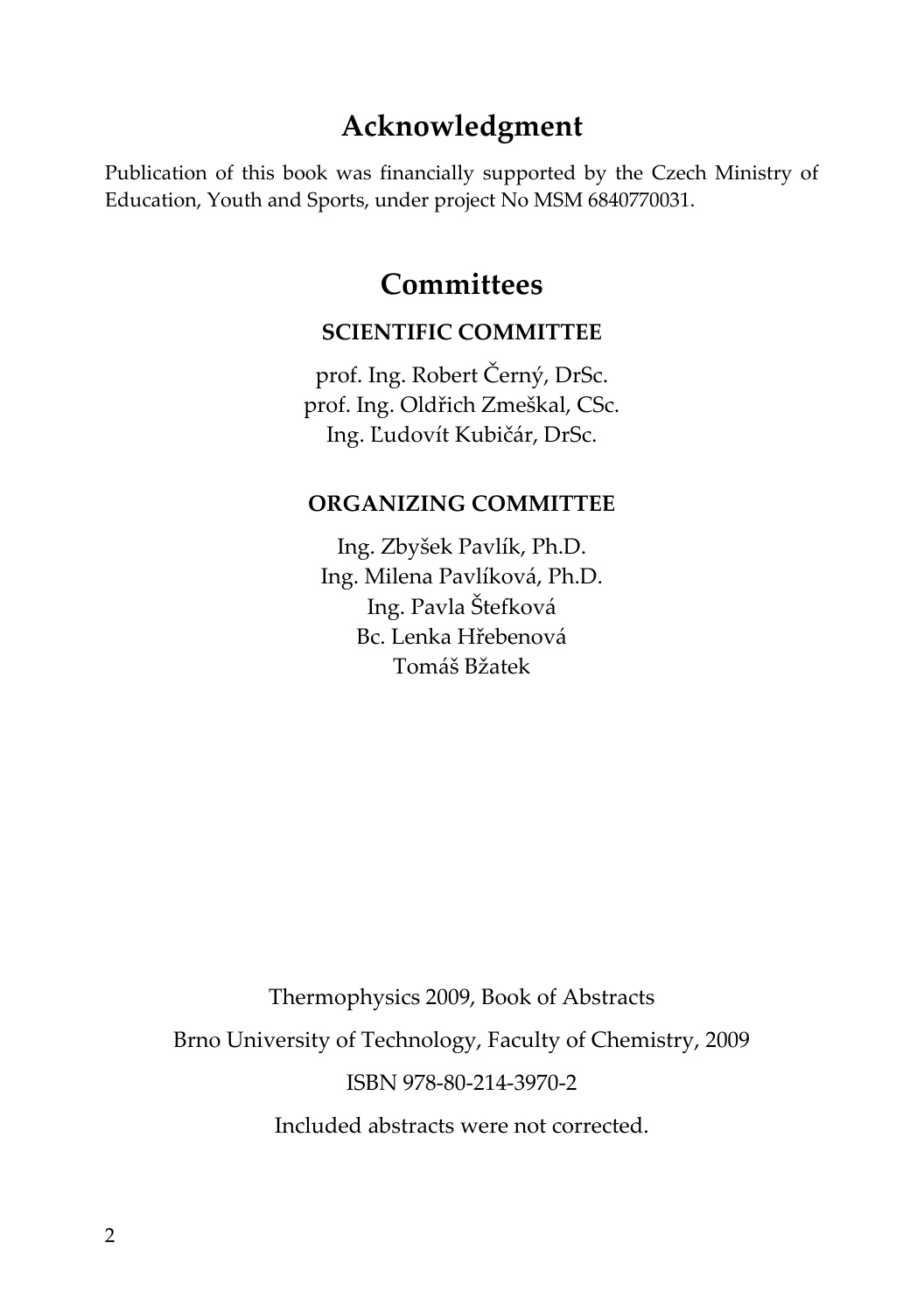# Acknowledgment

Publication of this book was financially supported by the Czech Ministry of Education, Youth and Sports, under project No MSM 6840770031.

# Committees

## SCIENTIFIC COMMITTEE

prof. Ing. Robert Černý, DrSc.
prof. Ing. Oldřich Zmeškal, CSc.
Ing. Ľudovít Kubičár, DrSc.

## ORGANIZING COMMITTEE

Ing. Zbyšek Pavlík, Ph.D.
Ing. Milena Pavlíková, Ph.D.
Ing. Pavla Štefková
Bc. Lenka Hřebenová
Tomáš Bžatek

Thermophysics 2009, Book of Abstracts

Brno University of Technology, Faculty of Chemistry, 2009

ISBN 978-80-214-3970-2

Included abstracts were not corrected.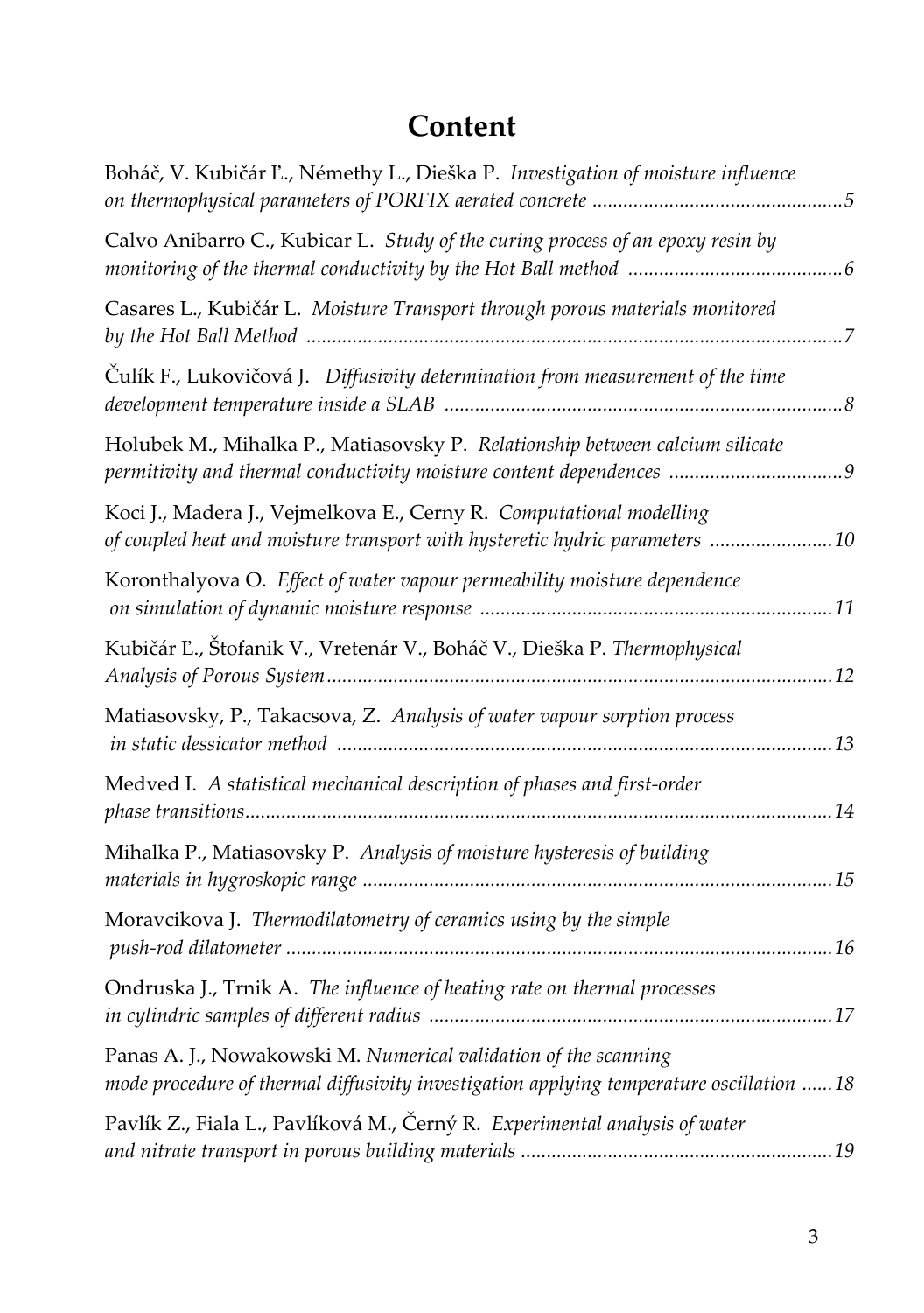# Content

Boháč, V. Kubičár Ľ., Némethy L., Dieška P. *Investigation of moisture influence on thermophysical parameters of PORFIX aerated concrete* ................................................5

Calvo Anibarro C., Kubicar L. *Study of the curing process of an epoxy resin by monitoring of the thermal conductivity by the Hot Ball method* .........................................6

Casares L., Kubičár L. *Moisture Transport through porous materials monitored by the Hot Ball Method* .......................................................................................................7

Čulík F., Lukovičová J. *Diffusivity determination from measurement of the time development temperature inside a SLAB* ............................................................................8

Holubek M., Mihalka P., Matiasovsky P. *Relationship between calcium silicate permitivity and thermal conductivity moisture content dependences* .................................9

Koci J., Madera J., Vejmelkova E., Cerny R. *Computational modelling of coupled heat and moisture transport with hysteretic hydric parameters* ........................10

Koronthalyova O. *Effect of water vapour permeability moisture dependence on simulation of dynamic moisture response* ....................................................................11

Kubičár Ľ., Štofanik V., Vretenár V., Boháč V., Dieška P. *Thermophysical Analysis of Porous System* .................................................................................................12

Matiasovsky, P., Takacsova, Z. *Analysis of water vapour sorption process in static dessicator method* ..................................................................................................13

Medved I. *A statistical mechanical description of phases and first-order phase transitions* ..................................................................................................................14

Mihalka P., Matiasovsky P. *Analysis of moisture hysteresis of building materials in hygroskopic range* ..............................................................................................15

Moravcikova J. *Thermodilatometry of ceramics using by the simple push-rod dilatometer* ........................................................................................................16

Ondruska J., Trnik A. *The influence of heating rate on thermal processes in cylindric samples of different radius* ............................................................................17

Panas A. J., Nowakowski M. *Numerical validation of the scanning mode procedure of thermal diffusivity investigation applying temperature oscillation* ......18

Pavlík Z., Fiala L., Pavlíková M., Černý R. *Experimental analysis of water and nitrate transport in porous building materials* ...........................................................19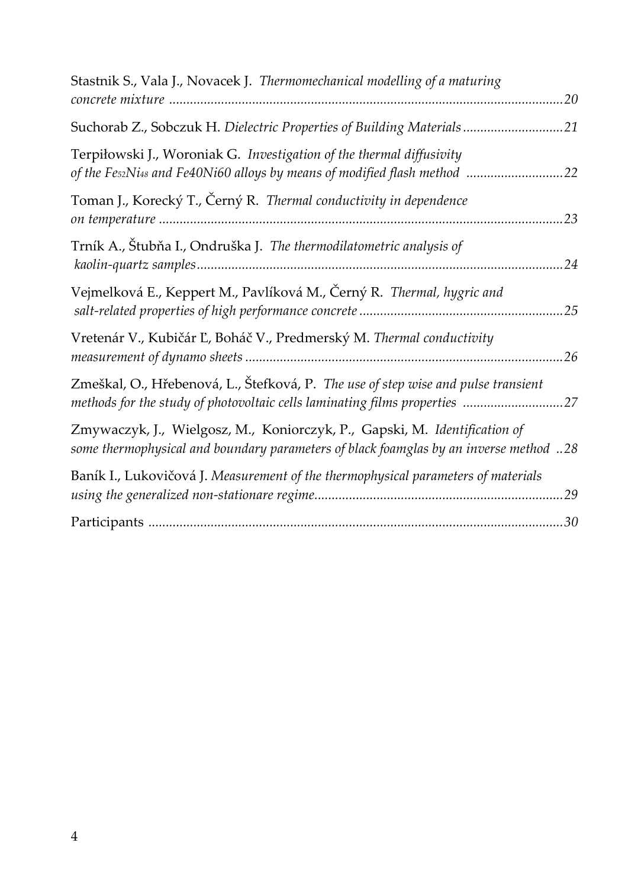Stastnik S., Vala J., Novacek J. *Thermomechanical modelling of a maturing concrete mixture* ........................................................................................................20

Suchorab Z., Sobczuk H. *Dielectric Properties of Building Materials* ............................21

Terpiłowski J., Woroniak G. *Investigation of the thermal diffusivity of the $Fe_{52}Ni_{48}$ and Fe40Ni60 alloys by means of modified flash method* ...........................22

Toman J., Korecký T., Černý R. *Thermal conductivity in dependence on temperature* ........................................................................................................23

Trník A., Štubňa I., Ondruška J. *The thermodilatometric analysis of kaolin-quartz samples*........................................................................................................24

Vejmelková E., Keppert M., Pavlíková M., Černý R. *Thermal, hygric and salt-related properties of high performance concrete* ..........................................................25

Vretenár V., Kubičár Ľ, Boháč V., Predmerský M. *Thermal conductivity measurement of dynamo sheets* ..........................................................................................26

Zmeškal, O., Hřebenová, L., Štefková, P. *The use of step wise and pulse transient methods for the study of photovoltaic cells laminating films properties* ............................27

Zmywaczyk, J., Wielgosz, M., Koniorczyk, P., Gapski, M. *Identification of some thermophysical and boundary parameters of black foamglas by an inverse method* ..28

Baník I., Lukovičová J. *Measurement of the thermophysical parameters of materials using the generalized non-stationare regime*......................................................................29

Participants .....................................................................................................................30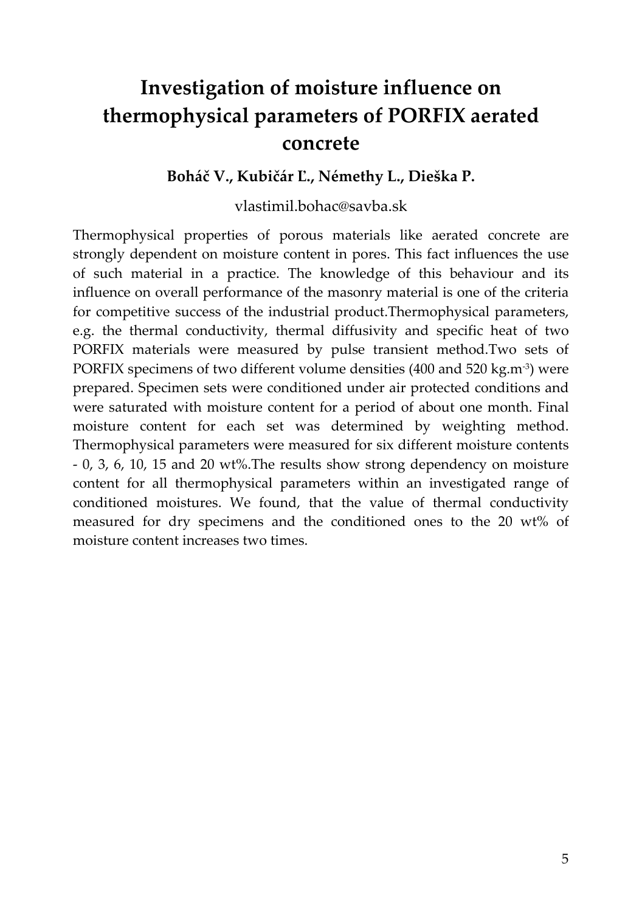# Investigation of moisture influence on thermophysical parameters of PORFIX aerated concrete

**Boháč V., Kubičár Ľ., Némethy L., Dieška P.**

vlastimil.bohac@savba.sk

Thermophysical properties of porous materials like aerated concrete are strongly dependent on moisture content in pores. This fact influences the use of such material in a practice. The knowledge of this behaviour and its influence on overall performance of the masonry material is one of the criteria for competitive success of the industrial product.Thermophysical parameters, e.g. the thermal conductivity, thermal diffusivity and specific heat of two PORFIX materials were measured by pulse transient method.Two sets of PORFIX specimens of two different volume densities (400 and 520 kg.m$^{-3}$) were prepared. Specimen sets were conditioned under air protected conditions and were saturated with moisture content for a period of about one month. Final moisture content for each set was determined by weighting method. Thermophysical parameters were measured for six different moisture contents - 0, 3, 6, 10, 15 and 20 wt%.The results show strong dependency on moisture content for all thermophysical parameters within an investigated range of conditioned moistures. We found, that the value of thermal conductivity measured for dry specimens and the conditioned ones to the 20 wt% of moisture content increases two times.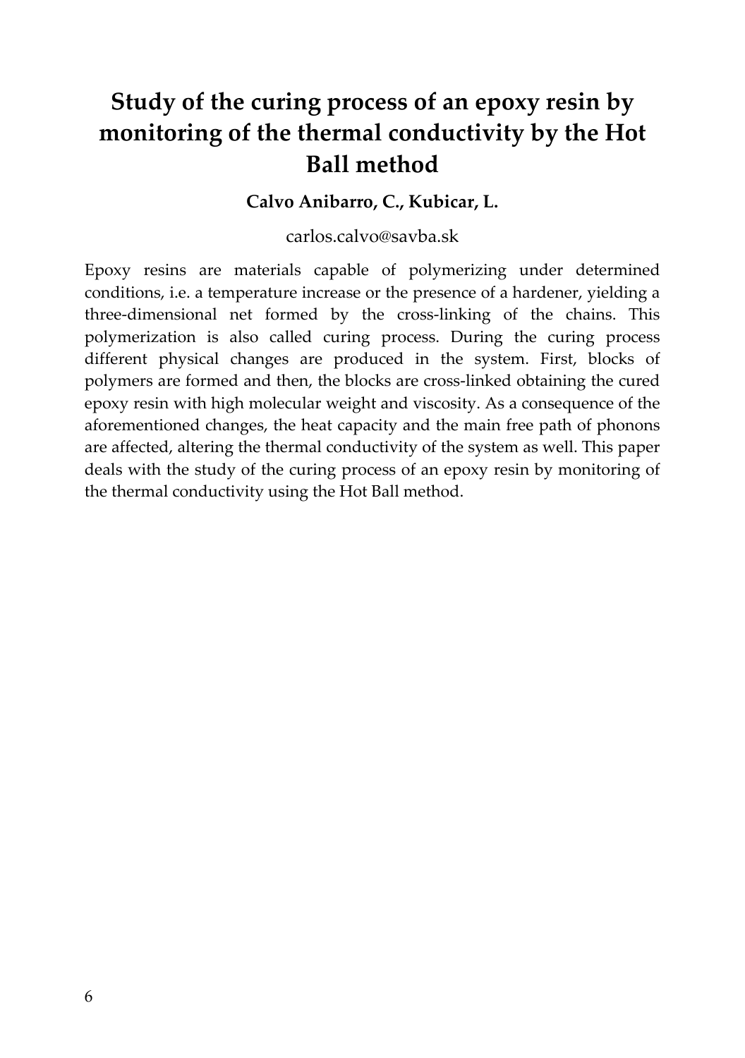# Study of the curing process of an epoxy resin by monitoring of the thermal conductivity by the Hot Ball method

**Calvo Anibarro, C., Kubicar, L.**

carlos.calvo@savba.sk

Epoxy resins are materials capable of polymerizing under determined conditions, i.e. a temperature increase or the presence of a hardener, yielding a three-dimensional net formed by the cross-linking of the chains. This polymerization is also called curing process. During the curing process different physical changes are produced in the system. First, blocks of polymers are formed and then, the blocks are cross-linked obtaining the cured epoxy resin with high molecular weight and viscosity. As a consequence of the aforementioned changes, the heat capacity and the main free path of phonons are affected, altering the thermal conductivity of the system as well. This paper deals with the study of the curing process of an epoxy resin by monitoring of the thermal conductivity using the Hot Ball method.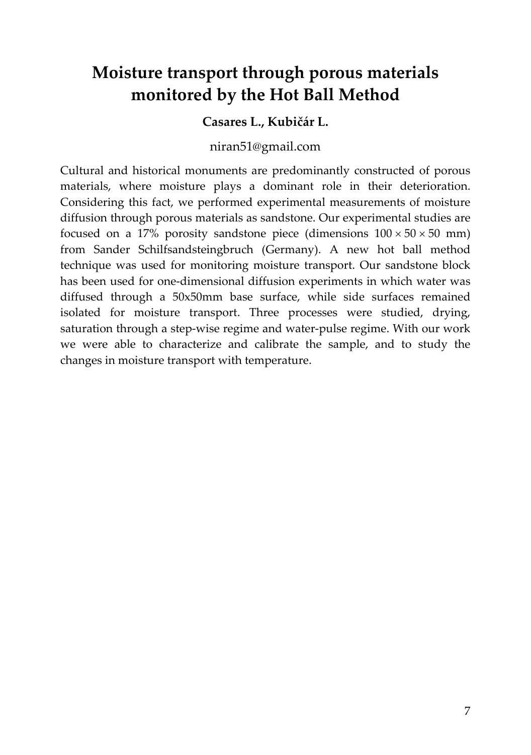# Moisture transport through porous materials monitored by the Hot Ball Method

**Casares L., Kubičár L.**

niran51@gmail.com

Cultural and historical monuments are predominantly constructed of porous materials, where moisture plays a dominant role in their deterioration. Considering this fact, we performed experimental measurements of moisture diffusion through porous materials as sandstone. Our experimental studies are focused on a 17% porosity sandstone piece (dimensions $100 \times 50 \times 50$ mm) from Sander Schilfsandsteingbruch (Germany). A new hot ball method technique was used for monitoring moisture transport. Our sandstone block has been used for one-dimensional diffusion experiments in which water was diffused through a 50x50mm base surface, while side surfaces remained isolated for moisture transport. Three processes were studied, drying, saturation through a step-wise regime and water-pulse regime. With our work we were able to characterize and calibrate the sample, and to study the changes in moisture transport with temperature.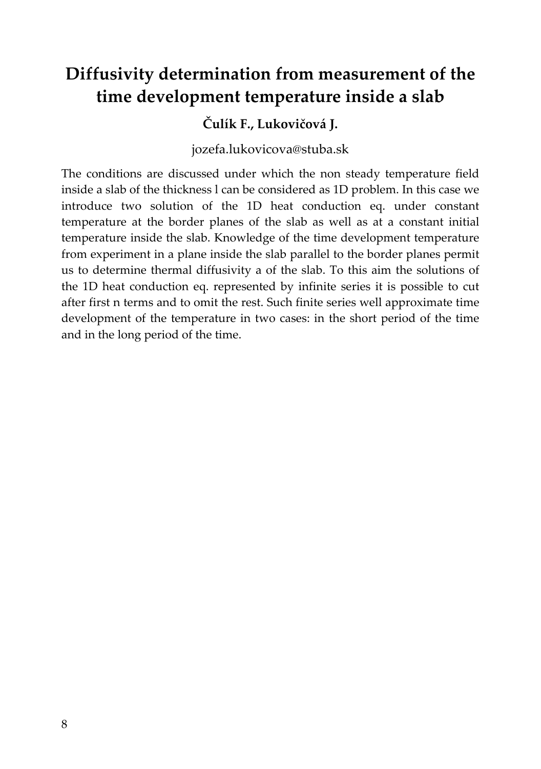# Diffusivity determination from measurement of the time development temperature inside a slab

**Čulík F., Lukovičová J.**

jozefa.lukovicova@stuba.sk

The conditions are discussed under which the non steady temperature field inside a slab of the thickness l can be considered as 1D problem. In this case we introduce two solution of the 1D heat conduction eq. under constant temperature at the border planes of the slab as well as at a constant initial temperature inside the slab. Knowledge of the time development temperature from experiment in a plane inside the slab parallel to the border planes permit us to determine thermal diffusivity a of the slab. To this aim the solutions of the 1D heat conduction eq. represented by infinite series it is possible to cut after first n terms and to omit the rest. Such finite series well approximate time development of the temperature in two cases: in the short period of the time and in the long period of the time.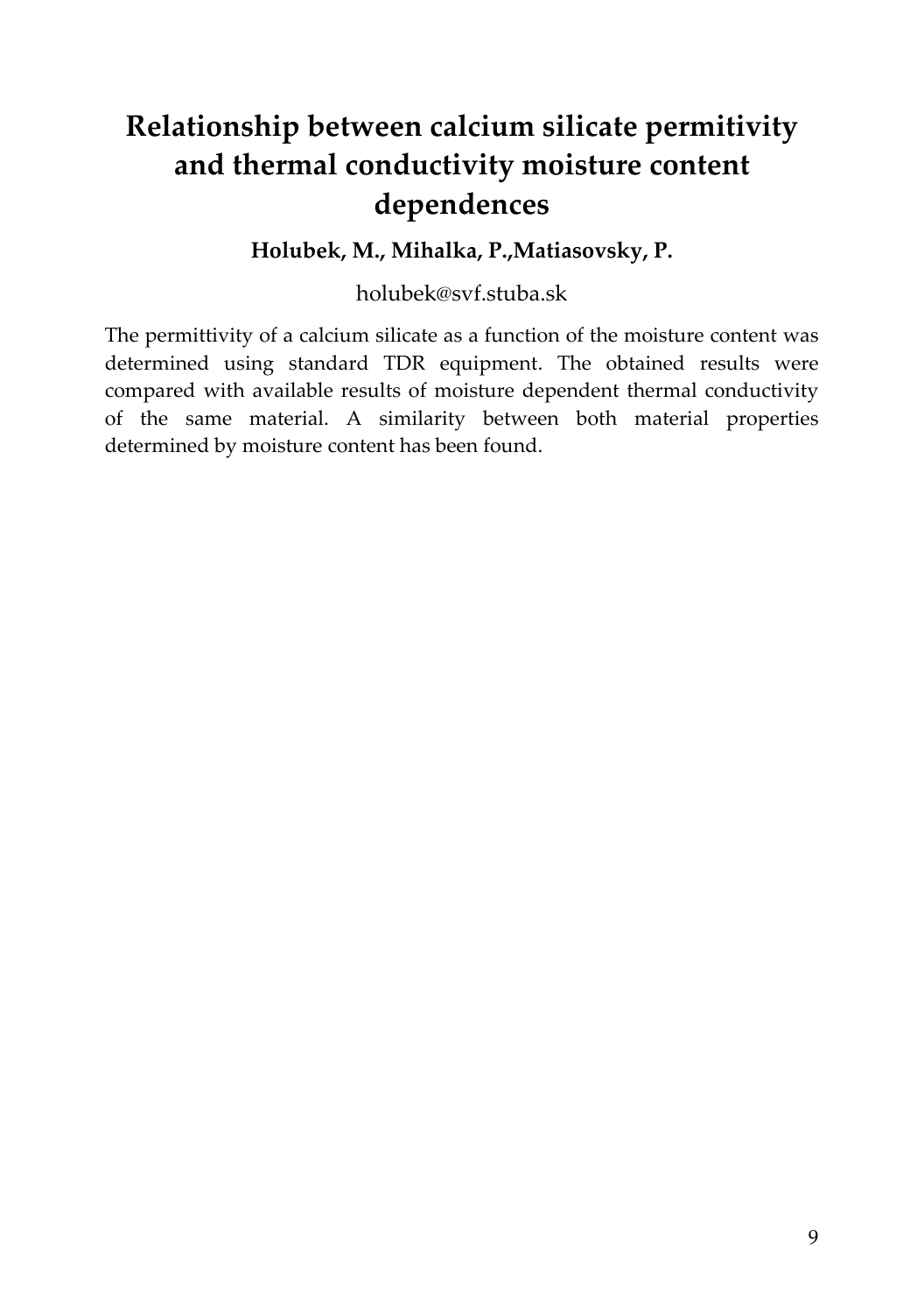# Relationship between calcium silicate permitivity and thermal conductivity moisture content dependences

**Holubek, M., Mihalka, P.,Matiasovsky, P.**

holubek@svf.stuba.sk

The permittivity of a calcium silicate as a function of the moisture content was determined using standard TDR equipment. The obtained results were compared with available results of moisture dependent thermal conductivity of the same material. A similarity between both material properties determined by moisture content has been found.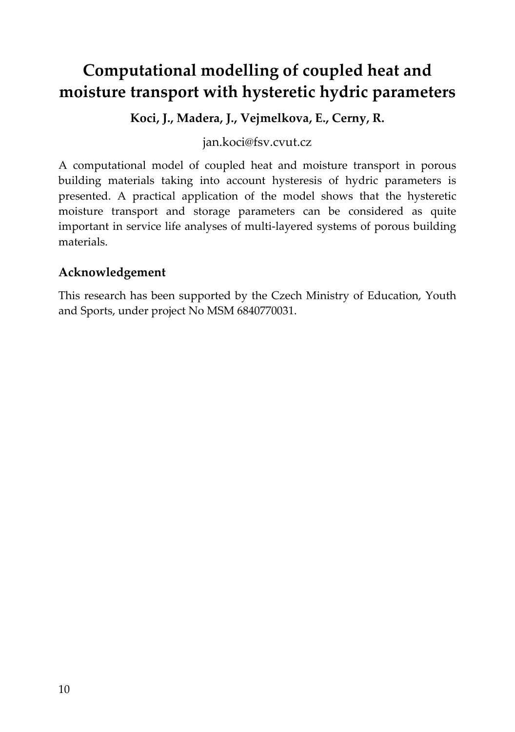# Computational modelling of coupled heat and moisture transport with hysteretic hydric parameters

**Koci, J., Madera, J., Vejmelkova, E., Cerny, R.**

jan.koci@fsv.cvut.cz

A computational model of coupled heat and moisture transport in porous building materials taking into account hysteresis of hydric parameters is presented. A practical application of the model shows that the hysteretic moisture transport and storage parameters can be considered as quite important in service life analyses of multi-layered systems of porous building materials.

## Acknowledgement

This research has been supported by the Czech Ministry of Education, Youth and Sports, under project No MSM 6840770031.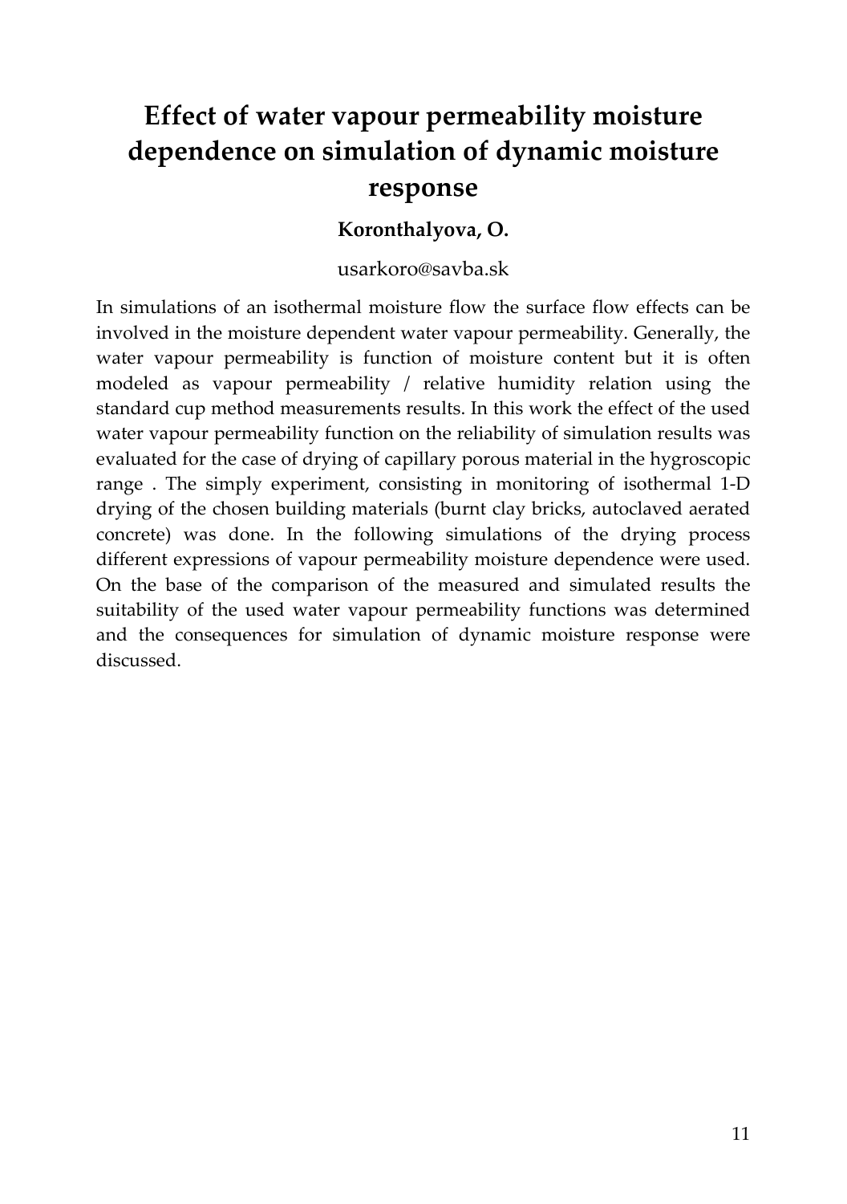# Effect of water vapour permeability moisture dependence on simulation of dynamic moisture response

**Koronthalyova, O.**

usarkoro@savba.sk

In simulations of an isothermal moisture flow the surface flow effects can be involved in the moisture dependent water vapour permeability. Generally, the water vapour permeability is function of moisture content but it is often modeled as vapour permeability / relative humidity relation using the standard cup method measurements results. In this work the effect of the used water vapour permeability function on the reliability of simulation results was evaluated for the case of drying of capillary porous material in the hygroscopic range . The simply experiment, consisting in monitoring of isothermal 1-D drying of the chosen building materials (burnt clay bricks, autoclaved aerated concrete) was done. In the following simulations of the drying process different expressions of vapour permeability moisture dependence were used. On the base of the comparison of the measured and simulated results the suitability of the used water vapour permeability functions was determined and the consequences for simulation of dynamic moisture response were discussed.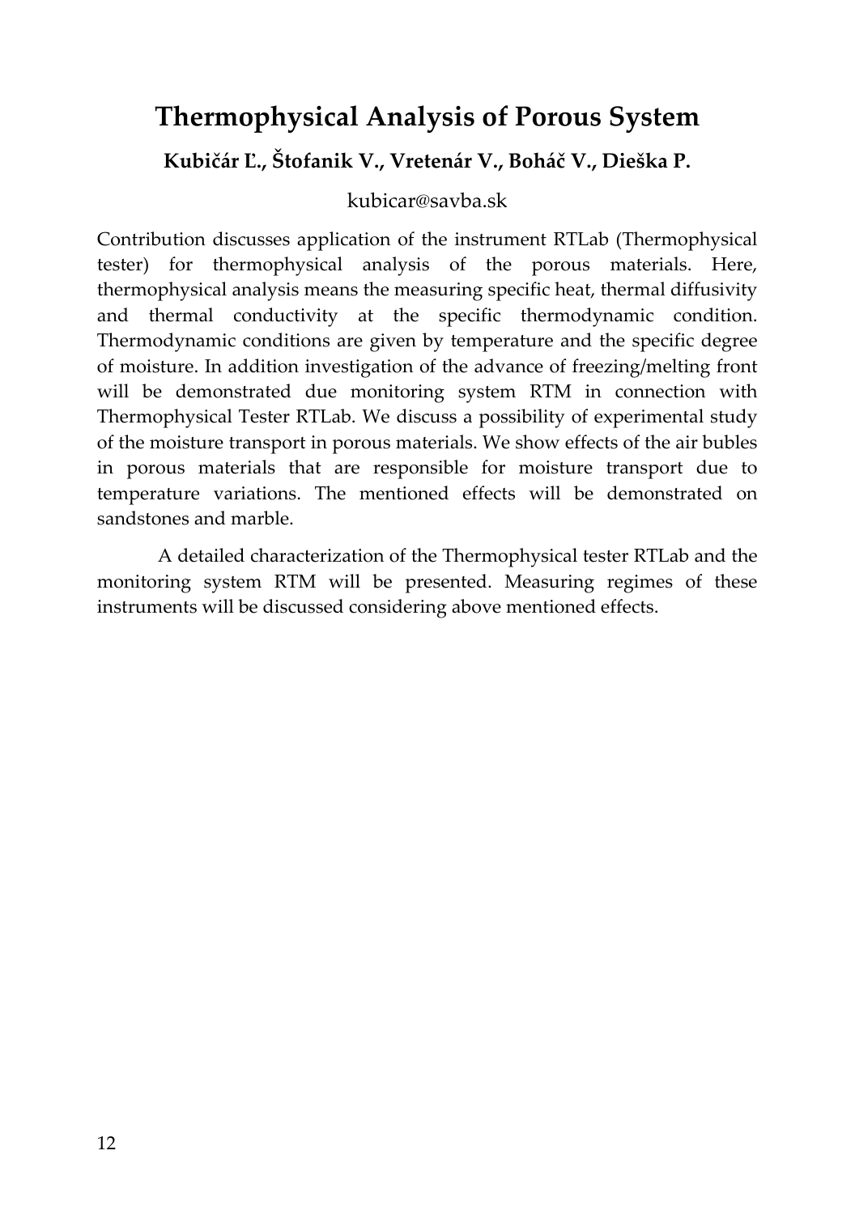# Thermophysical Analysis of Porous System

**Kubičár Ľ., Štofanik V., Vretenár V., Boháč V., Dieška P.**

kubicar@savba.sk

Contribution discusses application of the instrument RTLab (Thermophysical tester) for thermophysical analysis of the porous materials. Here, thermophysical analysis means the measuring specific heat, thermal diffusivity and thermal conductivity at the specific thermodynamic condition. Thermodynamic conditions are given by temperature and the specific degree of moisture. In addition investigation of the advance of freezing/melting front will be demonstrated due monitoring system RTM in connection with Thermophysical Tester RTLab. We discuss a possibility of experimental study of the moisture transport in porous materials. We show effects of the air bubles in porous materials that are responsible for moisture transport due to temperature variations. The mentioned effects will be demonstrated on sandstones and marble.

A detailed characterization of the Thermophysical tester RTLab and the monitoring system RTM will be presented. Measuring regimes of these instruments will be discussed considering above mentioned effects.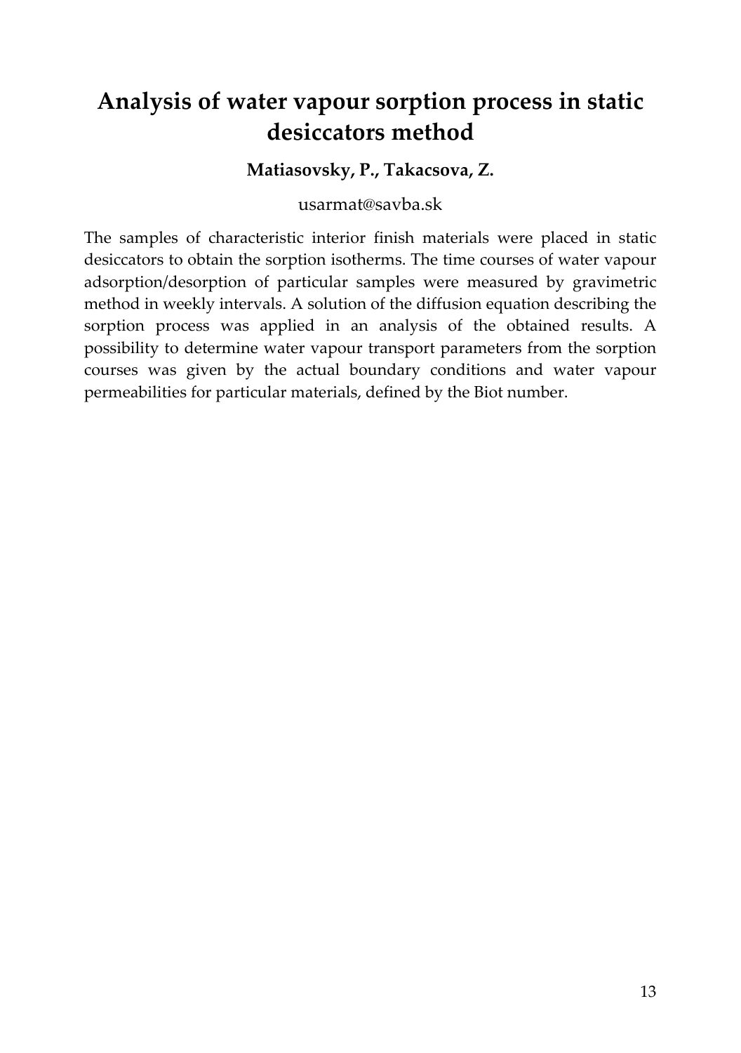# Analysis of water vapour sorption process in static desiccators method

**Matiasovsky, P., Takacsova, Z.**

usarmat@savba.sk

The samples of characteristic interior finish materials were placed in static desiccators to obtain the sorption isotherms. The time courses of water vapour adsorption/desorption of particular samples were measured by gravimetric method in weekly intervals. A solution of the diffusion equation describing the sorption process was applied in an analysis of the obtained results. A possibility to determine water vapour transport parameters from the sorption courses was given by the actual boundary conditions and water vapour permeabilities for particular materials, defined by the Biot number.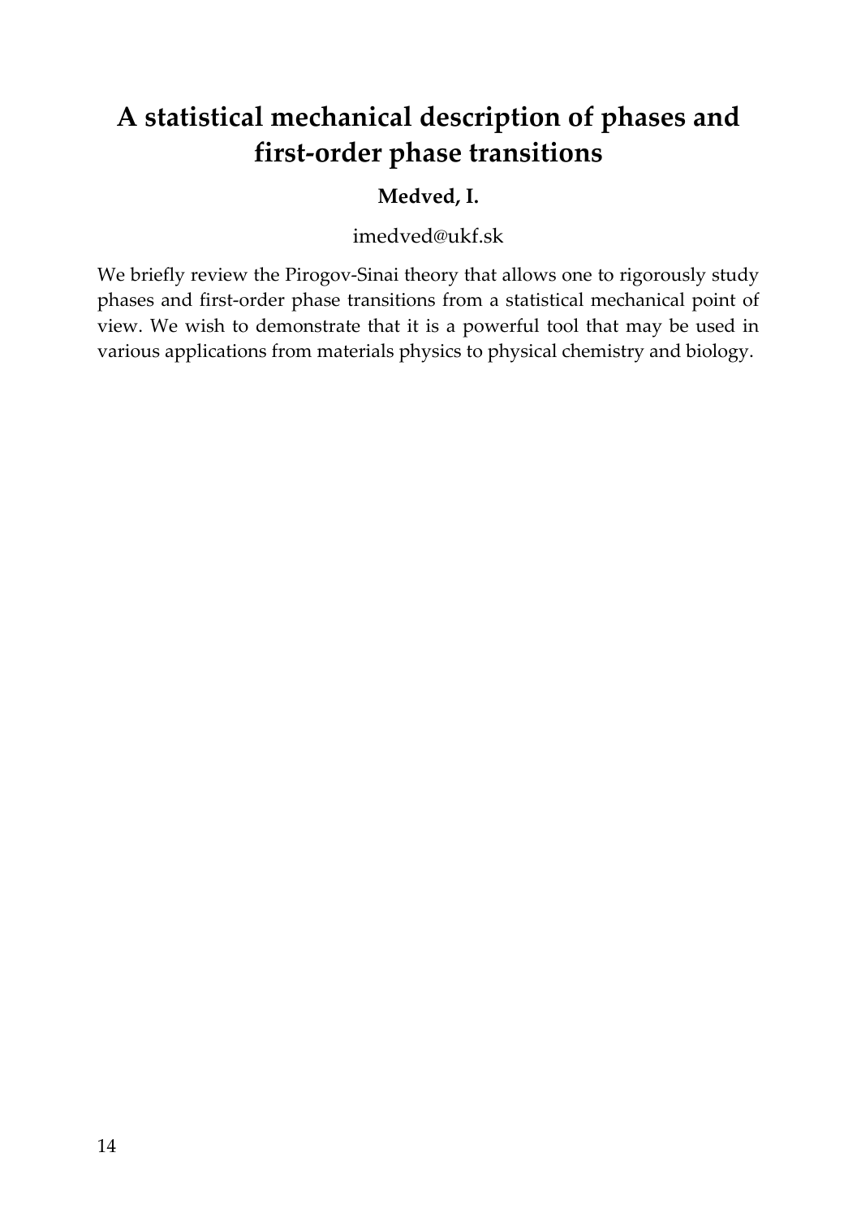# A statistical mechanical description of phases and first-order phase transitions

**Medved, I.**

imedved@ukf.sk

We briefly review the Pirogov-Sinai theory that allows one to rigorously study phases and first-order phase transitions from a statistical mechanical point of view. We wish to demonstrate that it is a powerful tool that may be used in various applications from materials physics to physical chemistry and biology.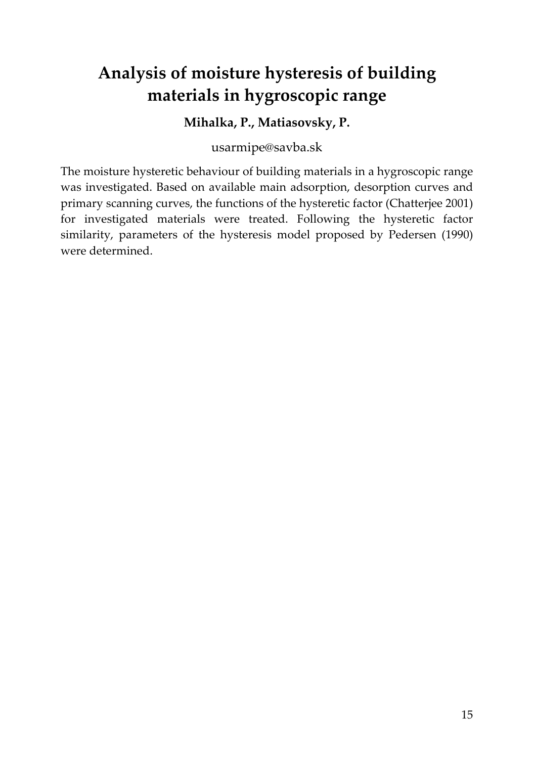# Analysis of moisture hysteresis of building materials in hygroscopic range

**Mihalka, P., Matiasovsky, P.**

usarmipe@savba.sk

The moisture hysteretic behaviour of building materials in a hygroscopic range was investigated. Based on available main adsorption, desorption curves and primary scanning curves, the functions of the hysteretic factor (Chatterjee 2001) for investigated materials were treated. Following the hysteretic factor similarity, parameters of the hysteresis model proposed by Pedersen (1990) were determined.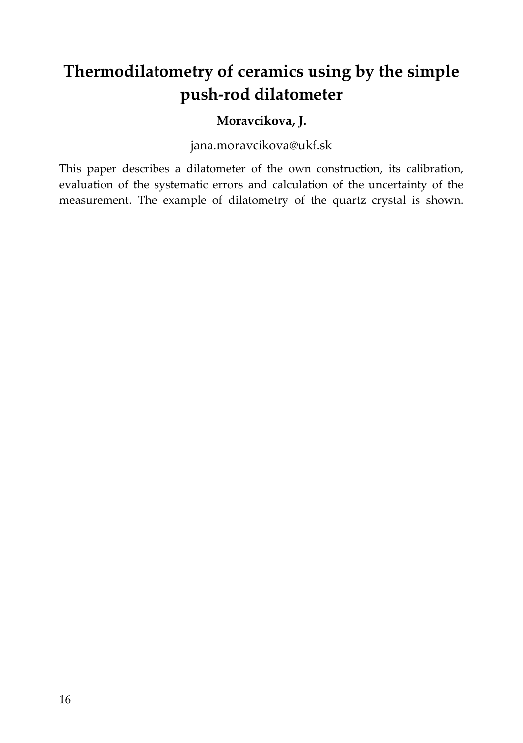# Thermodilatometry of ceramics using by the simple push-rod dilatometer

**Moravcikova, J.**

jana.moravcikova@ukf.sk

This paper describes a dilatometer of the own construction, its calibration, evaluation of the systematic errors and calculation of the uncertainty of the measurement. The example of dilatometry of the quartz crystal is shown.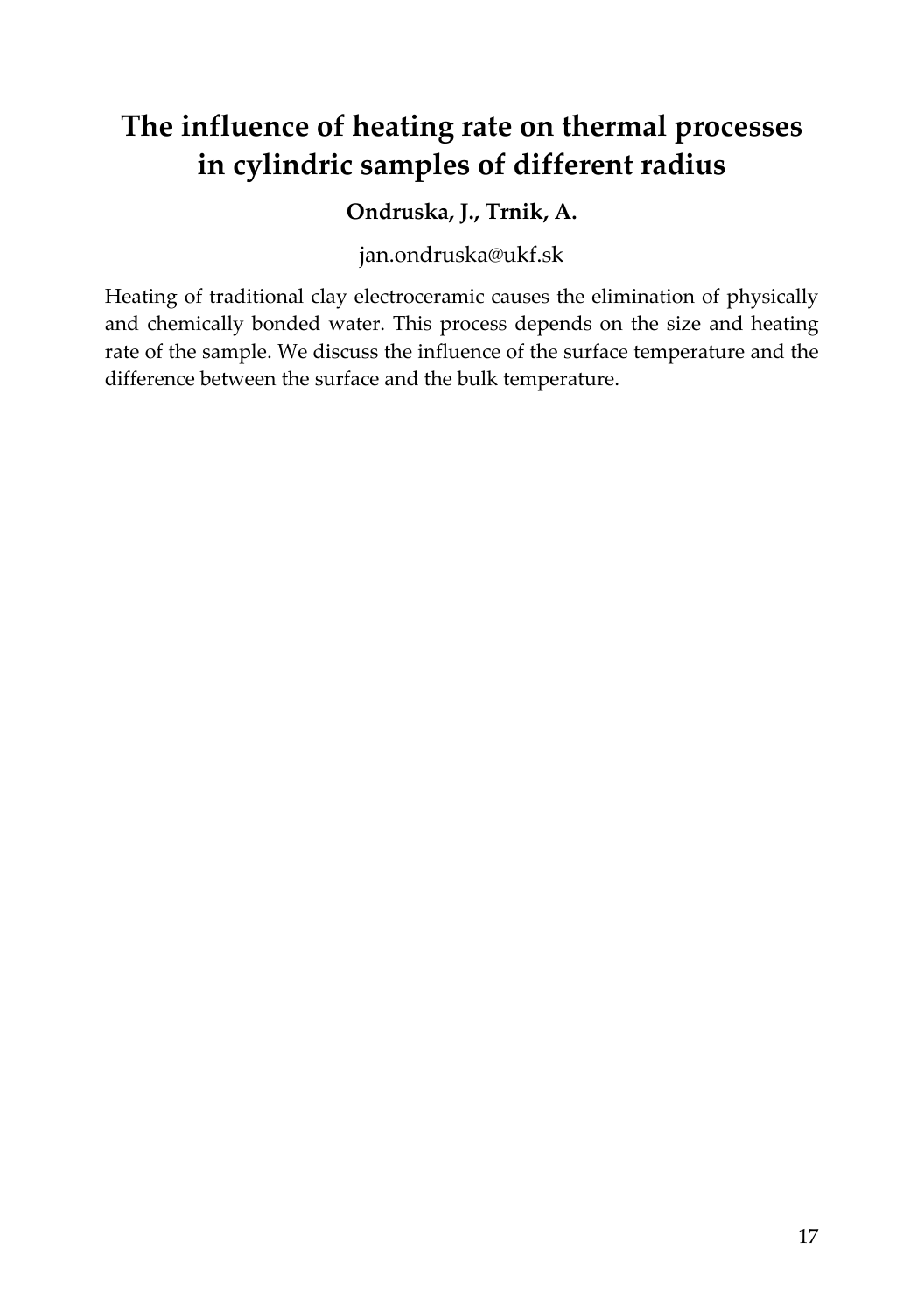# The influence of heating rate on thermal processes in cylindric samples of different radius

**Ondruska, J., Trnik, A.**

jan.ondruska@ukf.sk

Heating of traditional clay electroceramic causes the elimination of physically and chemically bonded water. This process depends on the size and heating rate of the sample. We discuss the influence of the surface temperature and the difference between the surface and the bulk temperature.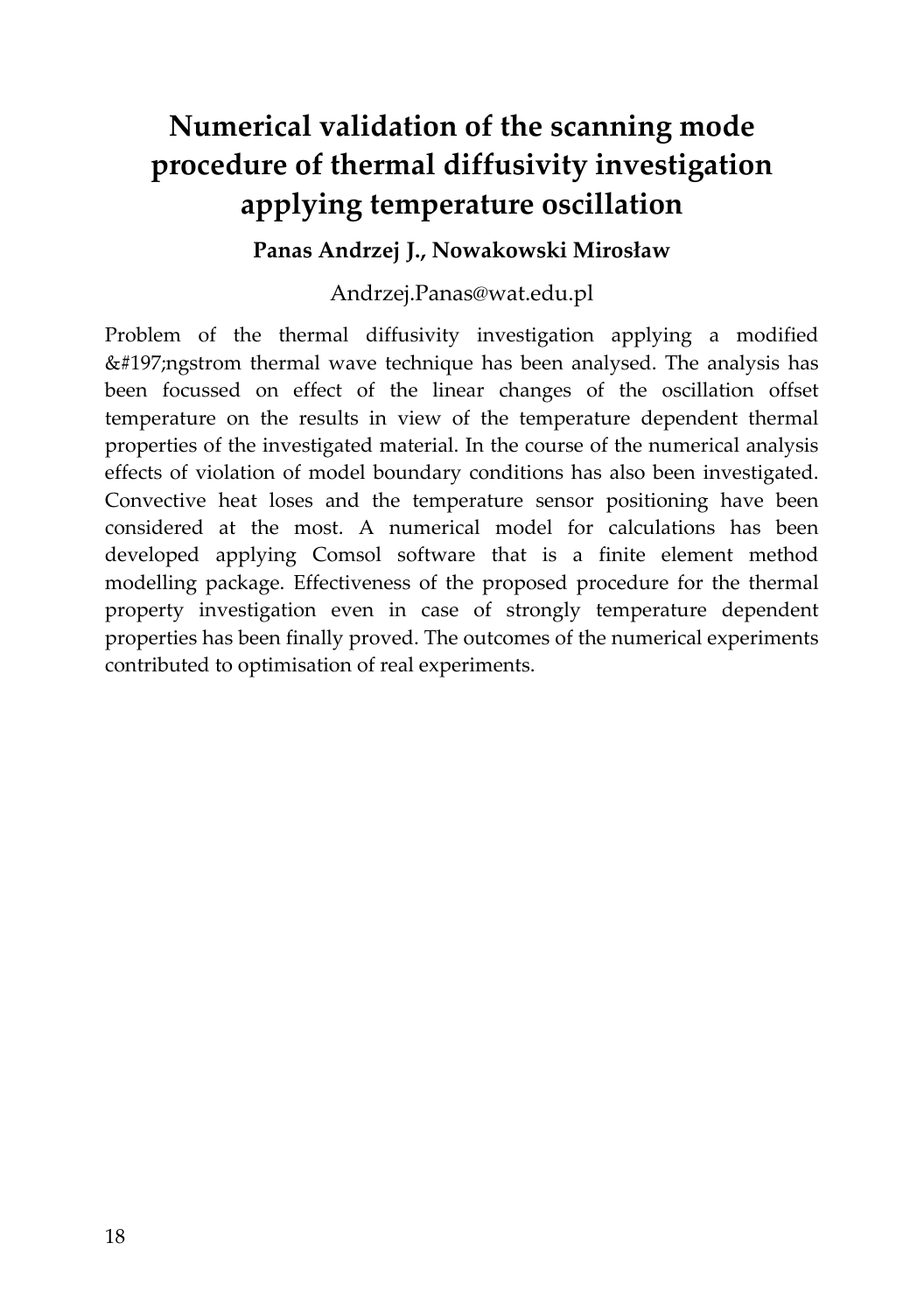# Numerical validation of the scanning mode procedure of thermal diffusivity investigation applying temperature oscillation

**Panas Andrzej J., Nowakowski Mirosław**

Andrzej.Panas@wat.edu.pl

Problem of the thermal diffusivity investigation applying a modified &#197;ngstrom thermal wave technique has been analysed. The analysis has been focussed on effect of the linear changes of the oscillation offset temperature on the results in view of the temperature dependent thermal properties of the investigated material. In the course of the numerical analysis effects of violation of model boundary conditions has also been investigated. Convective heat loses and the temperature sensor positioning have been considered at the most. A numerical model for calculations has been developed applying Comsol software that is a finite element method modelling package. Effectiveness of the proposed procedure for the thermal property investigation even in case of strongly temperature dependent properties has been finally proved. The outcomes of the numerical experiments contributed to optimisation of real experiments.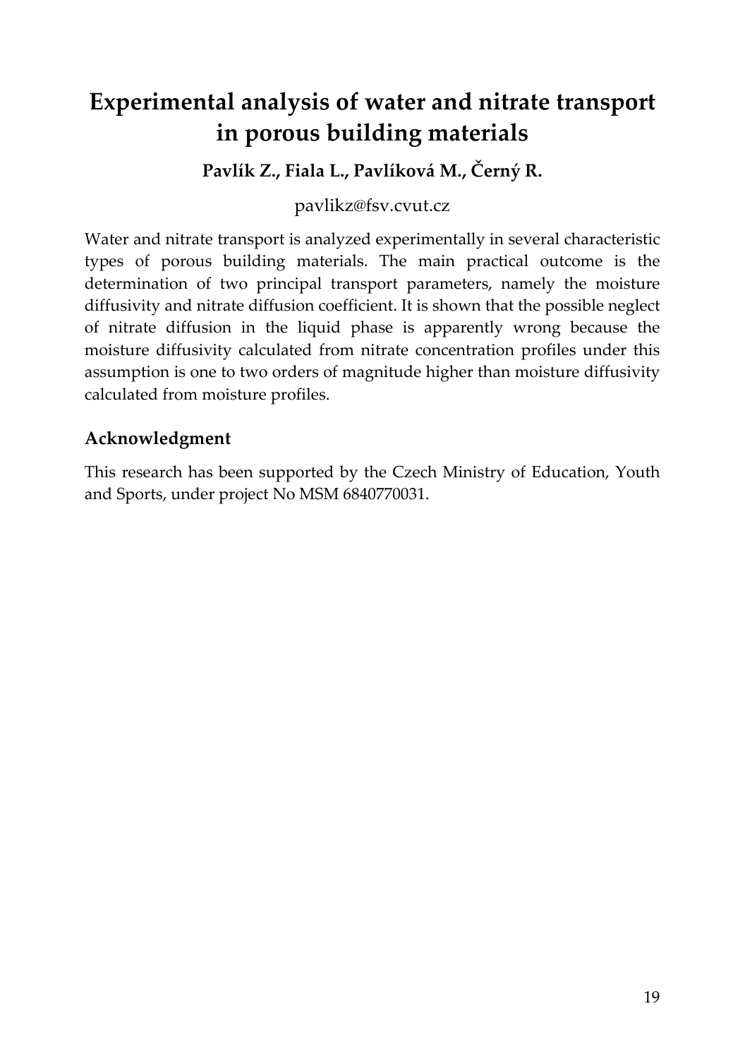# Experimental analysis of water and nitrate transport in porous building materials

**Pavlík Z., Fiala L., Pavlíková M., Černý R.**

pavlikz@fsv.cvut.cz

Water and nitrate transport is analyzed experimentally in several characteristic types of porous building materials. The main practical outcome is the determination of two principal transport parameters, namely the moisture diffusivity and nitrate diffusion coefficient. It is shown that the possible neglect of nitrate diffusion in the liquid phase is apparently wrong because the moisture diffusivity calculated from nitrate concentration profiles under this assumption is one to two orders of magnitude higher than moisture diffusivity calculated from moisture profiles.

## Acknowledgment

This research has been supported by the Czech Ministry of Education, Youth and Sports, under project No MSM 6840770031.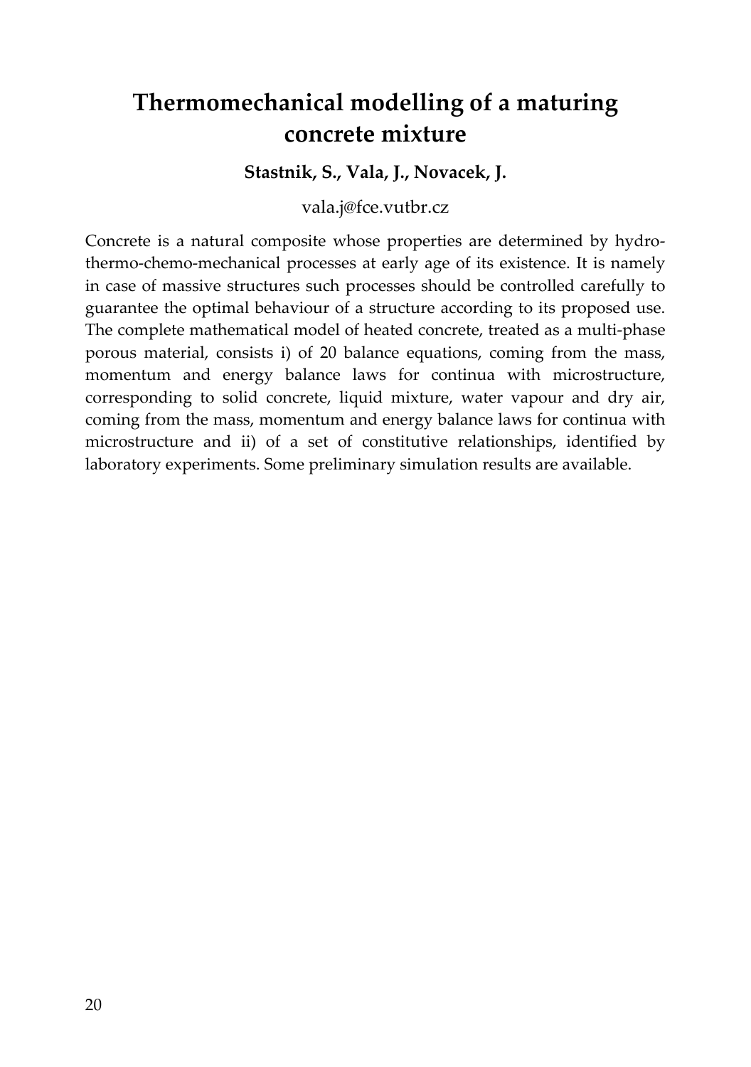# Thermomechanical modelling of a maturing concrete mixture

**Stastnik, S., Vala, J., Novacek, J.**

vala.j@fce.vutbr.cz

Concrete is a natural composite whose properties are determined by hydro-thermo-chemo-mechanical processes at early age of its existence. It is namely in case of massive structures such processes should be controlled carefully to guarantee the optimal behaviour of a structure according to its proposed use. The complete mathematical model of heated concrete, treated as a multi-phase porous material, consists i) of 20 balance equations, coming from the mass, momentum and energy balance laws for continua with microstructure, corresponding to solid concrete, liquid mixture, water vapour and dry air, coming from the mass, momentum and energy balance laws for continua with microstructure and ii) of a set of constitutive relationships, identified by laboratory experiments. Some preliminary simulation results are available.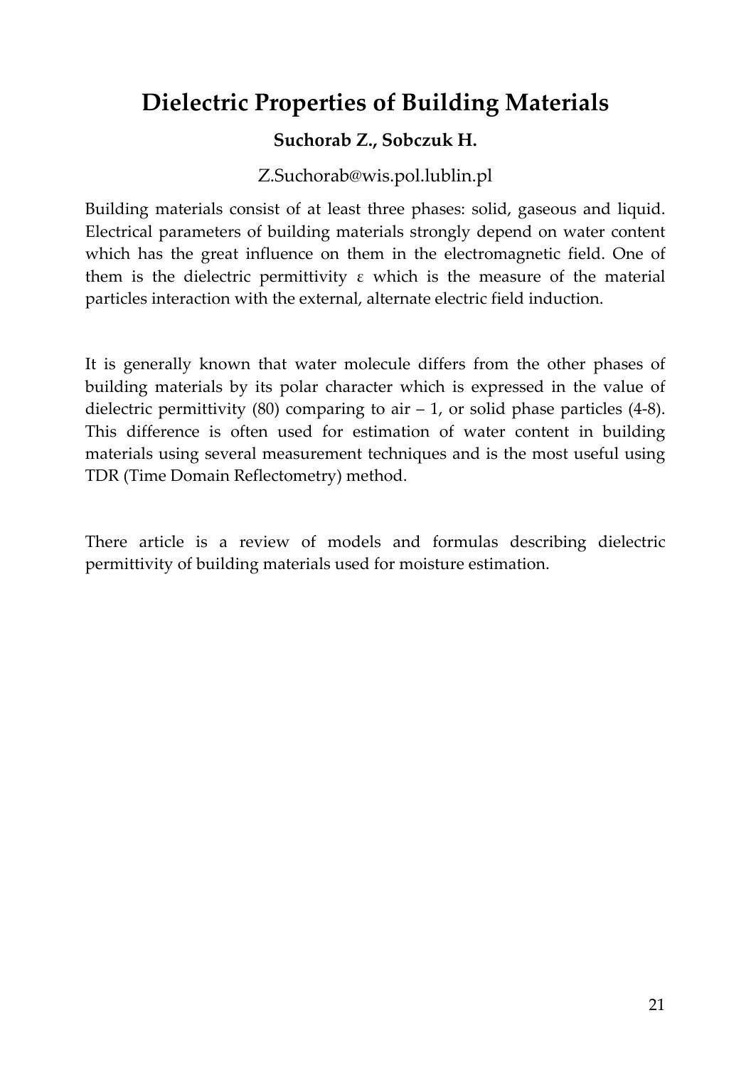# Dielectric Properties of Building Materials

**Suchorab Z., Sobczuk H.**

Z.Suchorab@wis.pol.lublin.pl

Building materials consist of at least three phases: solid, gaseous and liquid. Electrical parameters of building materials strongly depend on water content which has the great influence on them in the electromagnetic field. One of them is the dielectric permittivity $\varepsilon$ which is the measure of the material particles interaction with the external, alternate electric field induction.

It is generally known that water molecule differs from the other phases of building materials by its polar character which is expressed in the value of dielectric permittivity (80) comparing to air – 1, or solid phase particles (4-8). This difference is often used for estimation of water content in building materials using several measurement techniques and is the most useful using TDR (Time Domain Reflectometry) method.

There article is a review of models and formulas describing dielectric permittivity of building materials used for moisture estimation.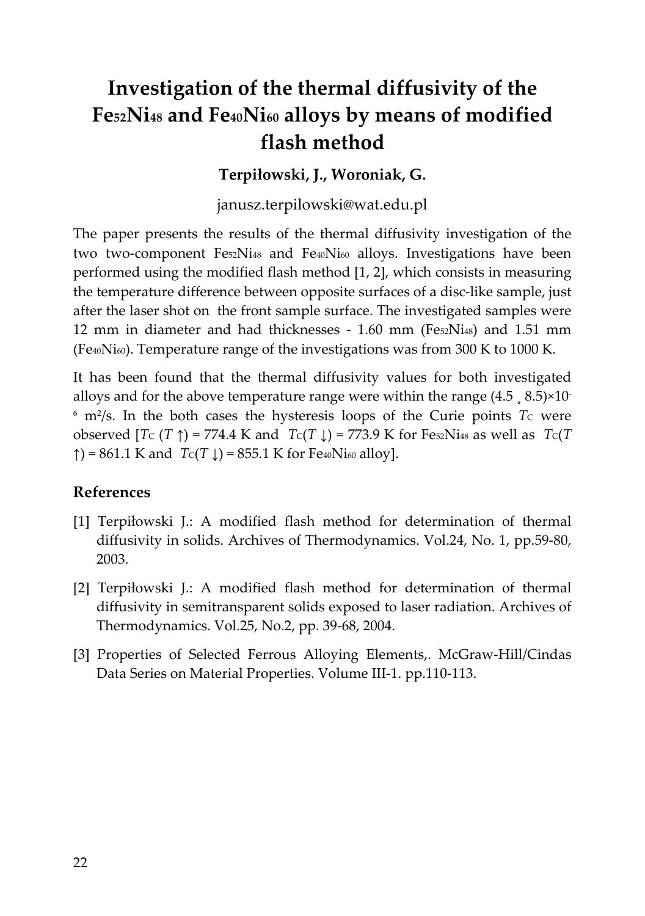# Investigation of the thermal diffusivity of the $Fe_{52}Ni_{48}$ and $Fe_{40}Ni_{60}$ alloys by means of modified flash method

**Terpiłowski, J., Woroniak, G.**

janusz.terpilowski@wat.edu.pl

The paper presents the results of the thermal diffusivity investigation of the two two-component $Fe_{52}Ni_{48}$ and $Fe_{40}Ni_{60}$ alloys. Investigations have been performed using the modified flash method [1, 2], which consists in measuring the temperature difference between opposite surfaces of a disc-like sample, just after the laser shot on the front sample surface. The investigated samples were 12 mm in diameter and had thicknesses - 1.60 mm ($Fe_{52}Ni_{48}$) and 1.51 mm ($Fe_{40}Ni_{60}$). Temperature range of the investigations was from 300 K to 1000 K.

It has been found that the thermal diffusivity values for both investigated alloys and for the above temperature range were within the range $(4.5 \div 8.5)\times10^{-6}$ $m^2/s$. In the both cases the hysteresis loops of the Curie points $T_C$ were observed [$T_C$ ($T$ ↑) = 774.4 K and $T_C$($T$ ↓) = 773.9 K for $Fe_{52}Ni_{48}$ as well as $T_C$($T$ ↑) = 861.1 K and $T_C$($T$ ↓) = 855.1 K for $Fe_{40}Ni_{60}$ alloy].

## References

[1] Terpiłowski J.: A modified flash method for determination of thermal diffusivity in solids. Archives of Thermodynamics. Vol.24, No. 1, pp.59-80, 2003.

[2] Terpiłowski J.: A modified flash method for determination of thermal diffusivity in semitransparent solids exposed to laser radiation. Archives of Thermodynamics. Vol.25, No.2, pp. 39-68, 2004.

[3] Properties of Selected Ferrous Alloying Elements,. McGraw-Hill/Cindas Data Series on Material Properties. Volume III-1. pp.110-113.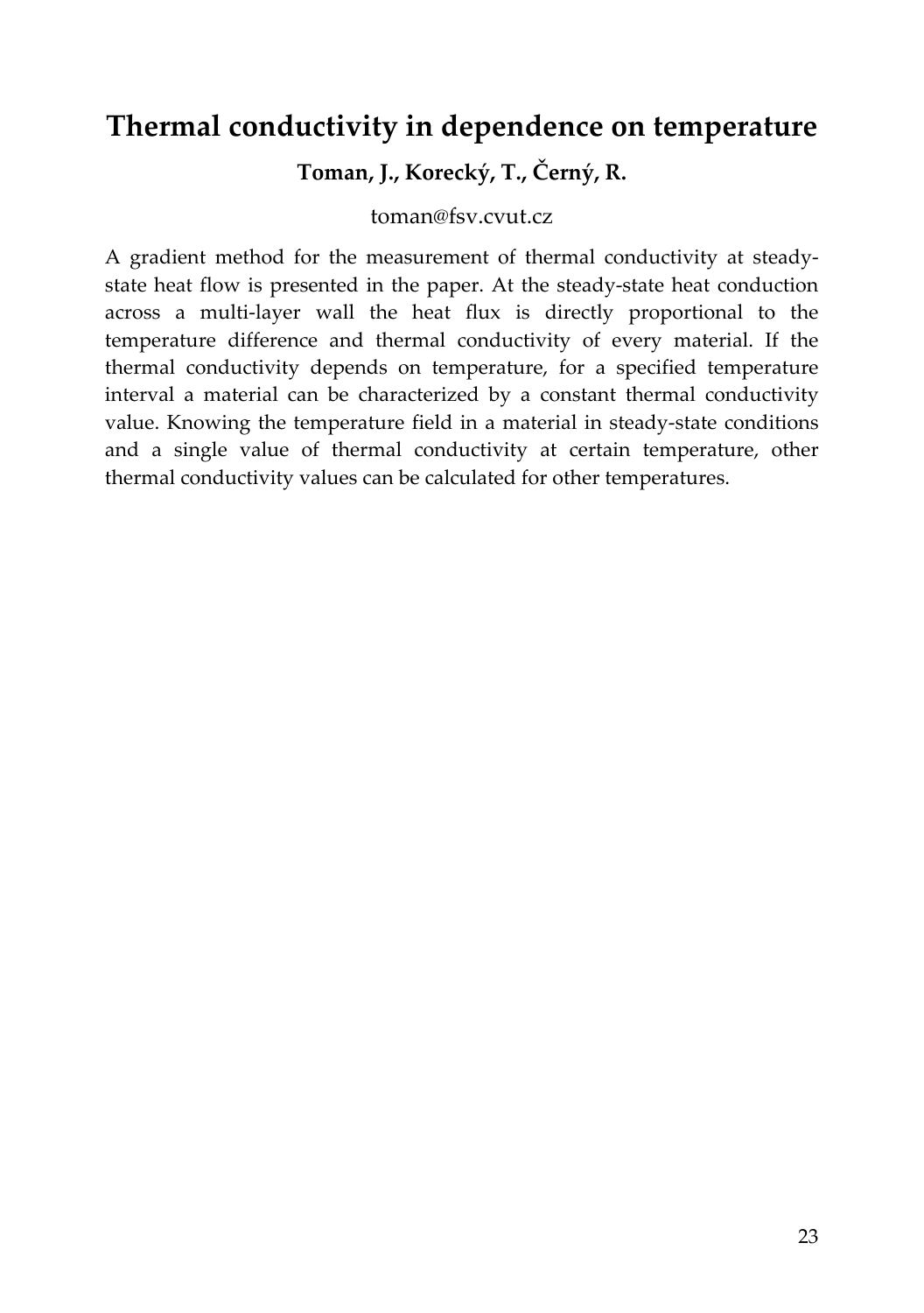# Thermal conductivity in dependence on temperature

**Toman, J., Korecký, T., Černý, R.**

toman@fsv.cvut.cz

A gradient method for the measurement of thermal conductivity at steady-state heat flow is presented in the paper. At the steady-state heat conduction across a multi-layer wall the heat flux is directly proportional to the temperature difference and thermal conductivity of every material. If the thermal conductivity depends on temperature, for a specified temperature interval a material can be characterized by a constant thermal conductivity value. Knowing the temperature field in a material in steady-state conditions and a single value of thermal conductivity at certain temperature, other thermal conductivity values can be calculated for other temperatures.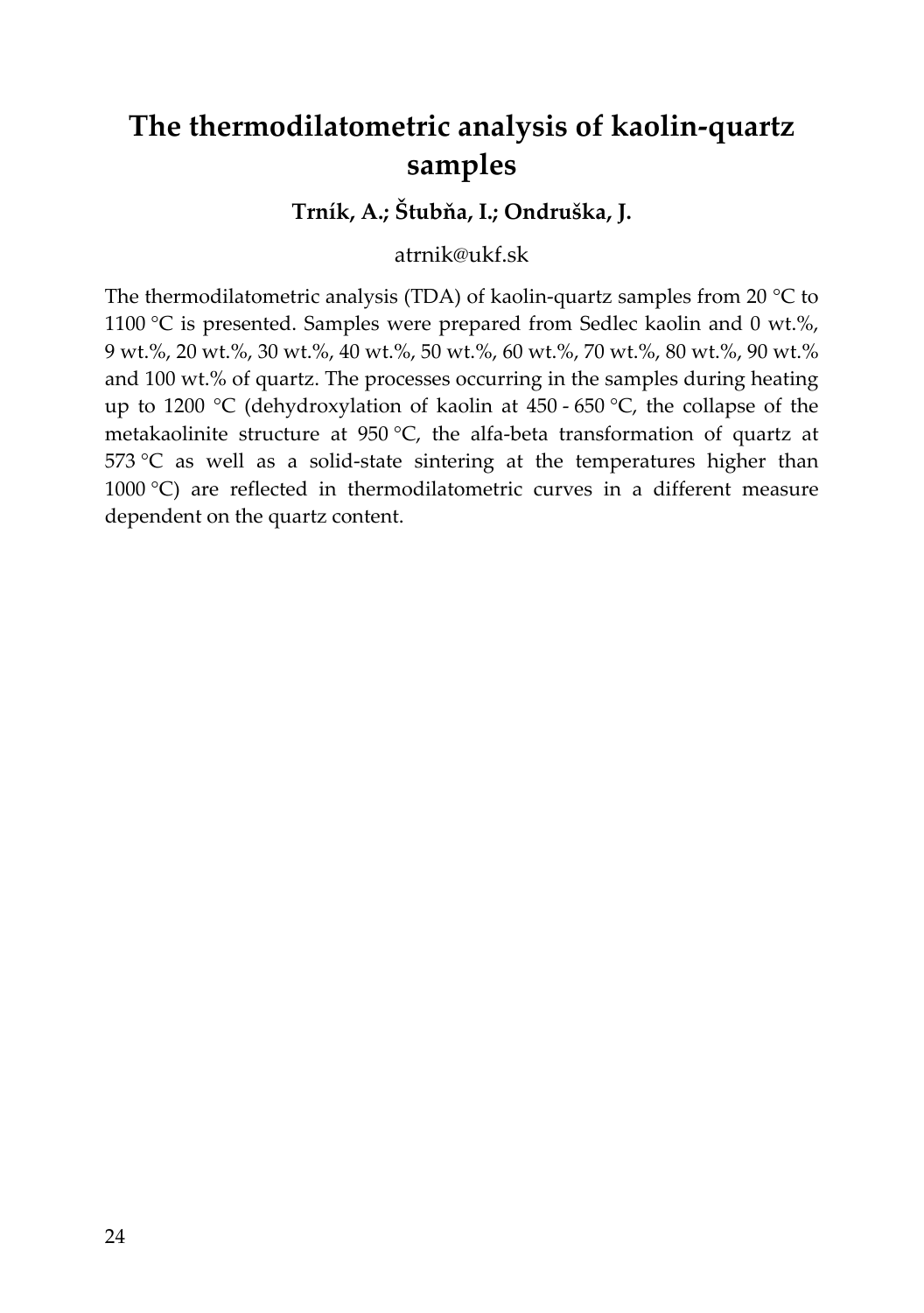# The thermodilatometric analysis of kaolin-quartz samples

**Trník, A.; Štubňa, I.; Ondruška, J.**

atrnik@ukf.sk

The thermodilatometric analysis (TDA) of kaolin-quartz samples from 20 °C to 1100 °C is presented. Samples were prepared from Sedlec kaolin and 0 wt.%, 9 wt.%, 20 wt.%, 30 wt.%, 40 wt.%, 50 wt.%, 60 wt.%, 70 wt.%, 80 wt.%, 90 wt.% and 100 wt.% of quartz. The processes occurring in the samples during heating up to 1200 °C (dehydroxylation of kaolin at 450 - 650 °C, the collapse of the metakaolinite structure at 950 °C, the alfa-beta transformation of quartz at 573 °C as well as a solid-state sintering at the temperatures higher than 1000 °C) are reflected in thermodilatometric curves in a different measure dependent on the quartz content.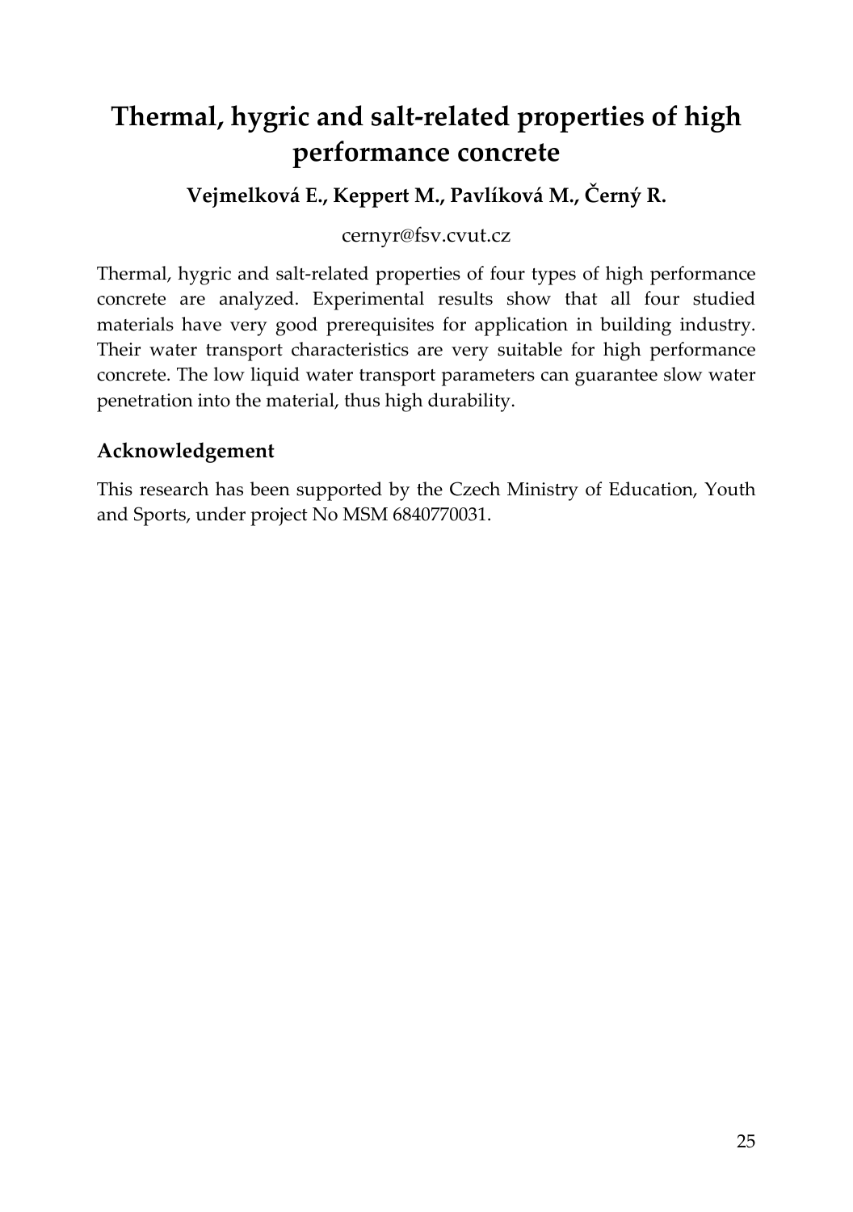# Thermal, hygric and salt-related properties of high performance concrete

**Vejmelková E., Keppert M., Pavlíková M., Černý R.**

cernyr@fsv.cvut.cz

Thermal, hygric and salt-related properties of four types of high performance concrete are analyzed. Experimental results show that all four studied materials have very good prerequisites for application in building industry. Their water transport characteristics are very suitable for high performance concrete. The low liquid water transport parameters can guarantee slow water penetration into the material, thus high durability.

## Acknowledgement

This research has been supported by the Czech Ministry of Education, Youth and Sports, under project No MSM 6840770031.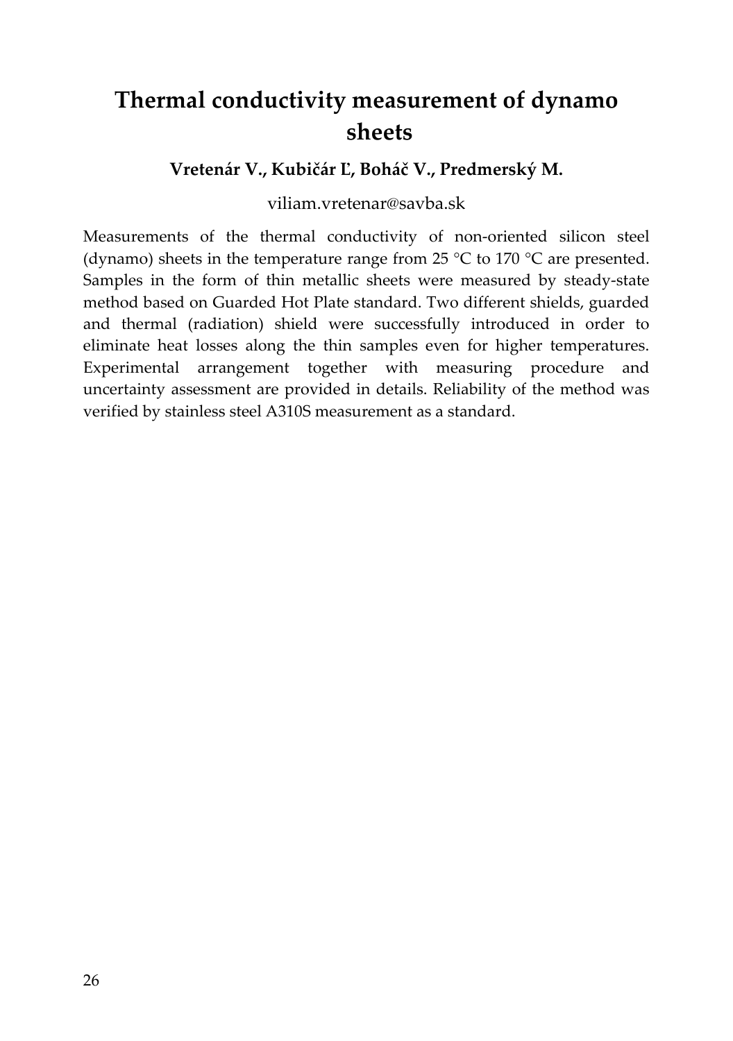# Thermal conductivity measurement of dynamo sheets

**Vretenár V., Kubičár Ľ, Boháč V., Predmerský M.**

viliam.vretenar@savba.sk

Measurements of the thermal conductivity of non-oriented silicon steel (dynamo) sheets in the temperature range from 25 °C to 170 °C are presented. Samples in the form of thin metallic sheets were measured by steady-state method based on Guarded Hot Plate standard. Two different shields, guarded and thermal (radiation) shield were successfully introduced in order to eliminate heat losses along the thin samples even for higher temperatures. Experimental arrangement together with measuring procedure and uncertainty assessment are provided in details. Reliability of the method was verified by stainless steel A310S measurement as a standard.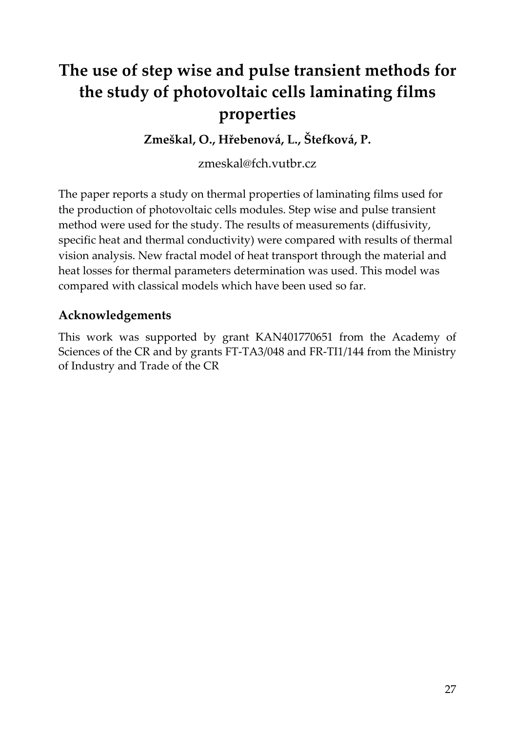# The use of step wise and pulse transient methods for the study of photovoltaic cells laminating films properties

**Zmeškal, O., Hřebenová, L., Štefková, P.**

zmeskal@fch.vutbr.cz

The paper reports a study on thermal properties of laminating films used for the production of photovoltaic cells modules. Step wise and pulse transient method were used for the study. The results of measurements (diffusivity, specific heat and thermal conductivity) were compared with results of thermal vision analysis. New fractal model of heat transport through the material and heat losses for thermal parameters determination was used. This model was compared with classical models which have been used so far.

## Acknowledgements

This work was supported by grant KAN401770651 from the Academy of Sciences of the CR and by grants FT-TA3/048 and FR-TI1/144 from the Ministry of Industry and Trade of the CR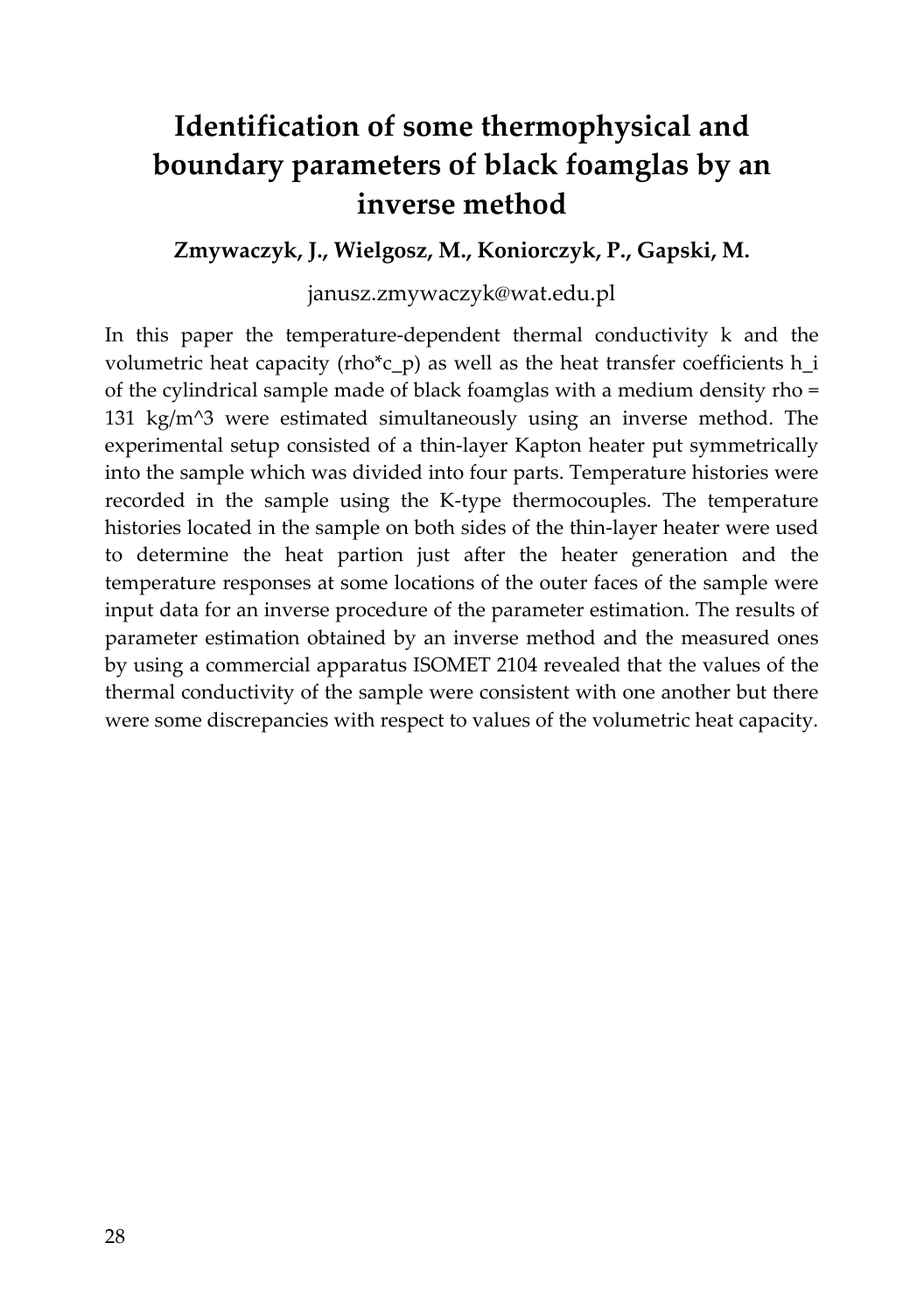# Identification of some thermophysical and boundary parameters of black foamglas by an inverse method

**Zmywaczyk, J., Wielgosz, M., Koniorczyk, P., Gapski, M.**

janusz.zmywaczyk@wat.edu.pl

In this paper the temperature-dependent thermal conductivity k and the volumetric heat capacity (rho*c_p) as well as the heat transfer coefficients h_i of the cylindrical sample made of black foamglas with a medium density rho = 131 kg/m^3 were estimated simultaneously using an inverse method. The experimental setup consisted of a thin-layer Kapton heater put symmetrically into the sample which was divided into four parts. Temperature histories were recorded in the sample using the K-type thermocouples. The temperature histories located in the sample on both sides of the thin-layer heater were used to determine the heat partion just after the heater generation and the temperature responses at some locations of the outer faces of the sample were input data for an inverse procedure of the parameter estimation. The results of parameter estimation obtained by an inverse method and the measured ones by using a commercial apparatus ISOMET 2104 revealed that the values of the thermal conductivity of the sample were consistent with one another but there were some discrepancies with respect to values of the volumetric heat capacity.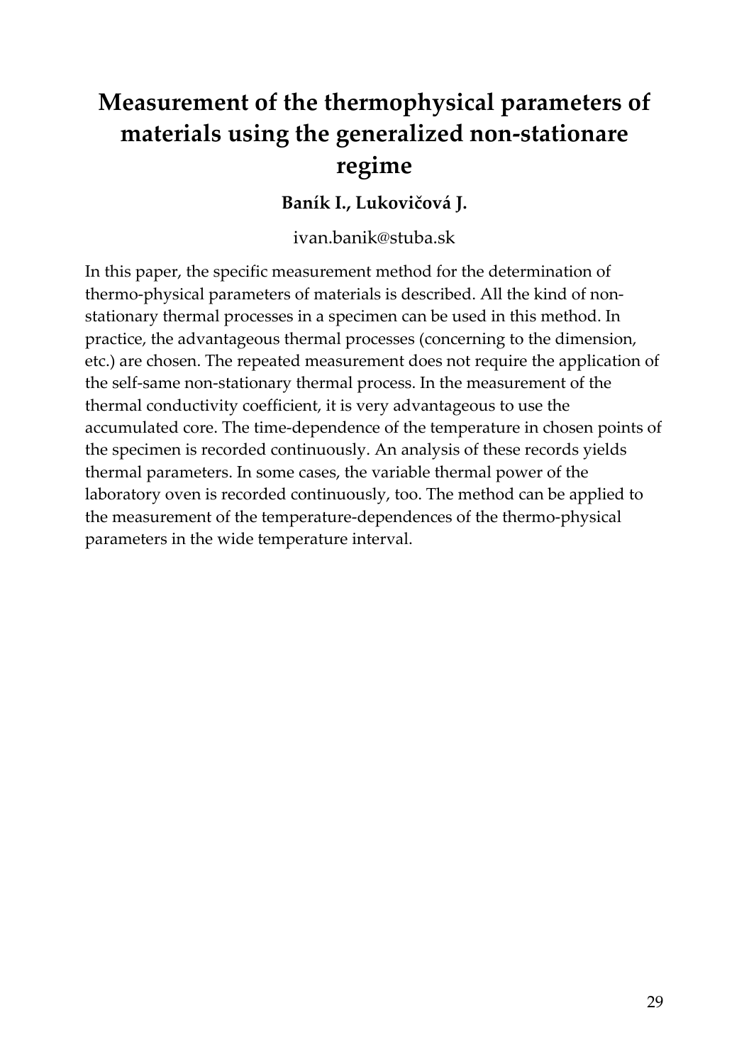# Measurement of the thermophysical parameters of materials using the generalized non-stationare regime

**Baník I., Lukovičová J.**

ivan.banik@stuba.sk

In this paper, the specific measurement method for the determination of thermo-physical parameters of materials is described. All the kind of non-stationary thermal processes in a specimen can be used in this method. In practice, the advantageous thermal processes (concerning to the dimension, etc.) are chosen. The repeated measurement does not require the application of the self-same non-stationary thermal process. In the measurement of the thermal conductivity coefficient, it is very advantageous to use the accumulated core. The time-dependence of the temperature in chosen points of the specimen is recorded continuously. An analysis of these records yields thermal parameters. In some cases, the variable thermal power of the laboratory oven is recorded continuously, too. The method can be applied to the measurement of the temperature-dependences of the thermo-physical parameters in the wide temperature interval.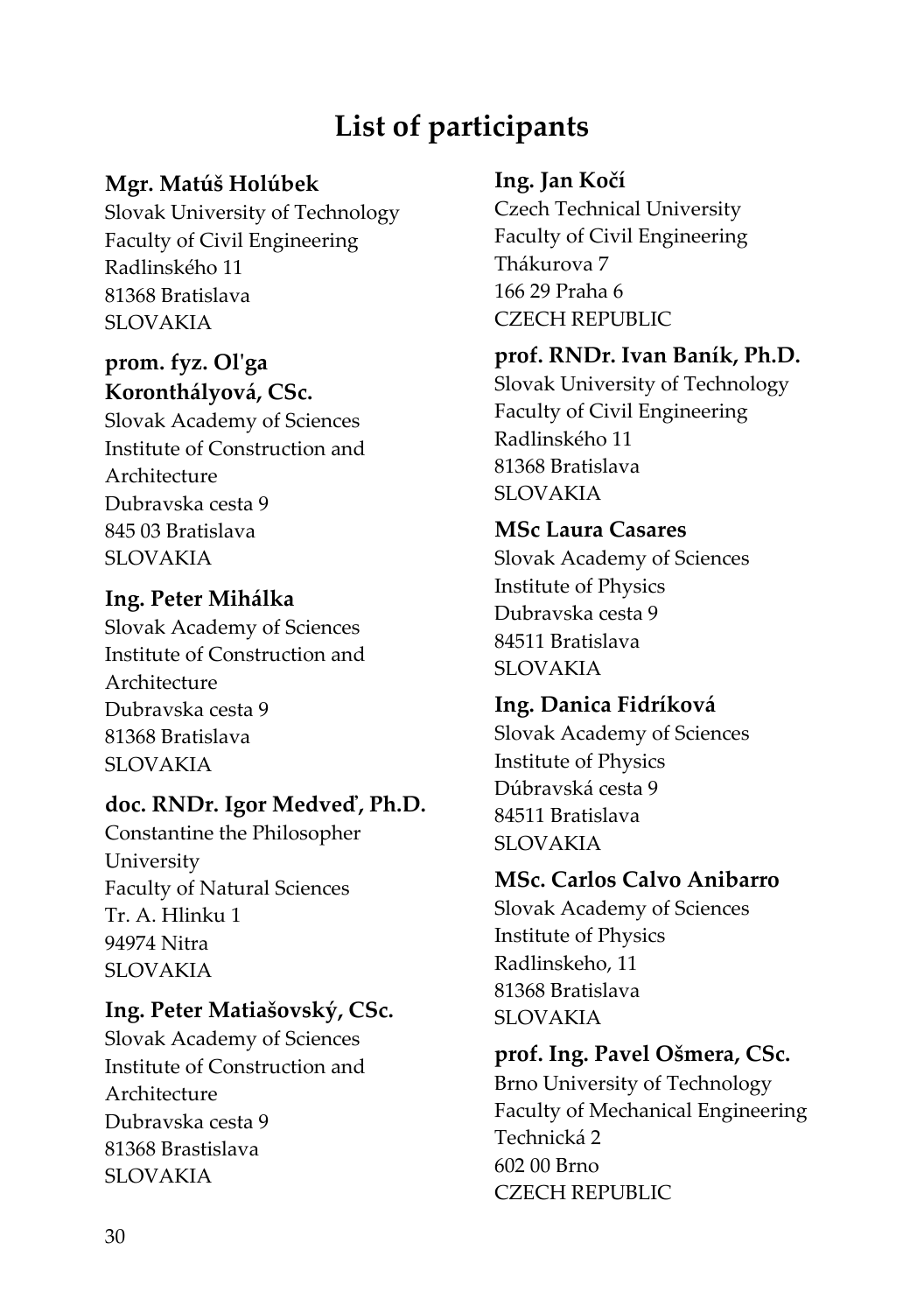# List of participants

**Mgr. Matúš Holúbek**
Slovak University of Technology
Faculty of Civil Engineering
Radlinského 11
81368 Bratislava
SLOVAKIA

**prom. fyz. Oľga Koronthályová, CSc.**
Slovak Academy of Sciences
Institute of Construction and Architecture
Dubravska cesta 9
845 03 Bratislava
SLOVAKIA

**Ing. Peter Mihálka**
Slovak Academy of Sciences
Institute of Construction and Architecture
Dubravska cesta 9
81368 Bratislava
SLOVAKIA

**doc. RNDr. Igor Medveď, Ph.D.**
Constantine the Philosopher University
Faculty of Natural Sciences
Tr. A. Hlinku 1
94974 Nitra
SLOVAKIA

**Ing. Peter Matiašovský, CSc.**
Slovak Academy of Sciences
Institute of Construction and Architecture
Dubravska cesta 9
81368 Brastislava
SLOVAKIA

**Ing. Jan Kočí**
Czech Technical University
Faculty of Civil Engineering
Thákurova 7
166 29 Praha 6
CZECH REPUBLIC

**prof. RNDr. Ivan Baník, Ph.D.**
Slovak University of Technology
Faculty of Civil Engineering
Radlinského 11
81368 Bratislava
SLOVAKIA

**MSc Laura Casares**
Slovak Academy of Sciences
Institute of Physics
Dubravska cesta 9
84511 Bratislava
SLOVAKIA

**Ing. Danica Fidríková**
Slovak Academy of Sciences
Institute of Physics
Dúbravská cesta 9
84511 Bratislava
SLOVAKIA

**MSc. Carlos Calvo Anibarro**
Slovak Academy of Sciences
Institute of Physics
Radlinskeho, 11
81368 Bratislava
SLOVAKIA

**prof. Ing. Pavel Ošmera, CSc.**
Brno University of Technology
Faculty of Mechanical Engineering
Technická 2
602 00 Brno
CZECH REPUBLIC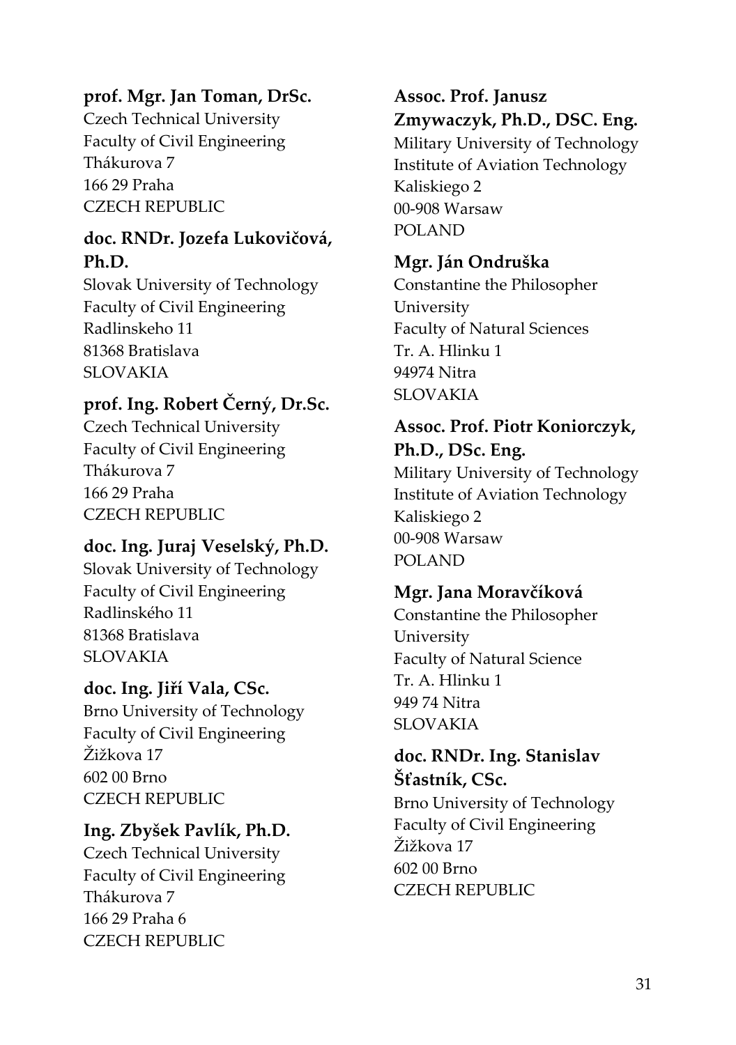**prof. Mgr. Jan Toman, DrSc.**
Czech Technical University
Faculty of Civil Engineering
Thákurova 7
166 29 Praha
CZECH REPUBLIC

**doc. RNDr. Jozefa Lukovičová, Ph.D.**
Slovak University of Technology
Faculty of Civil Engineering
Radlinskeho 11
81368 Bratislava
SLOVAKIA

**prof. Ing. Robert Černý, Dr.Sc.**
Czech Technical University
Faculty of Civil Engineering
Thákurova 7
166 29 Praha
CZECH REPUBLIC

**doc. Ing. Juraj Veselský, Ph.D.**
Slovak University of Technology
Faculty of Civil Engineering
Radlinského 11
81368 Bratislava
SLOVAKIA

**doc. Ing. Jiří Vala, CSc.**
Brno University of Technology
Faculty of Civil Engineering
Žižkova 17
602 00 Brno
CZECH REPUBLIC

**Ing. Zbyšek Pavlík, Ph.D.**
Czech Technical University
Faculty of Civil Engineering
Thákurova 7
166 29 Praha 6
CZECH REPUBLIC

**Assoc. Prof. Janusz Zmywaczyk, Ph.D., DSC. Eng.**
Military University of Technology
Institute of Aviation Technology
Kaliskiego 2
00-908 Warsaw
POLAND

**Mgr. Ján Ondruška**
Constantine the Philosopher University
Faculty of Natural Sciences
Tr. A. Hlinku 1
94974 Nitra
SLOVAKIA

**Assoc. Prof. Piotr Koniorczyk, Ph.D., DSc. Eng.**
Military University of Technology
Institute of Aviation Technology
Kaliskiego 2
00-908 Warsaw
POLAND

**Mgr. Jana Moravčíková**
Constantine the Philosopher University
Faculty of Natural Science
Tr. A. Hlinku 1
949 74 Nitra
SLOVAKIA

**doc. RNDr. Ing. Stanislav Šťastník, CSc.**
Brno University of Technology
Faculty of Civil Engineering
Žižkova 17
602 00 Brno
CZECH REPUBLIC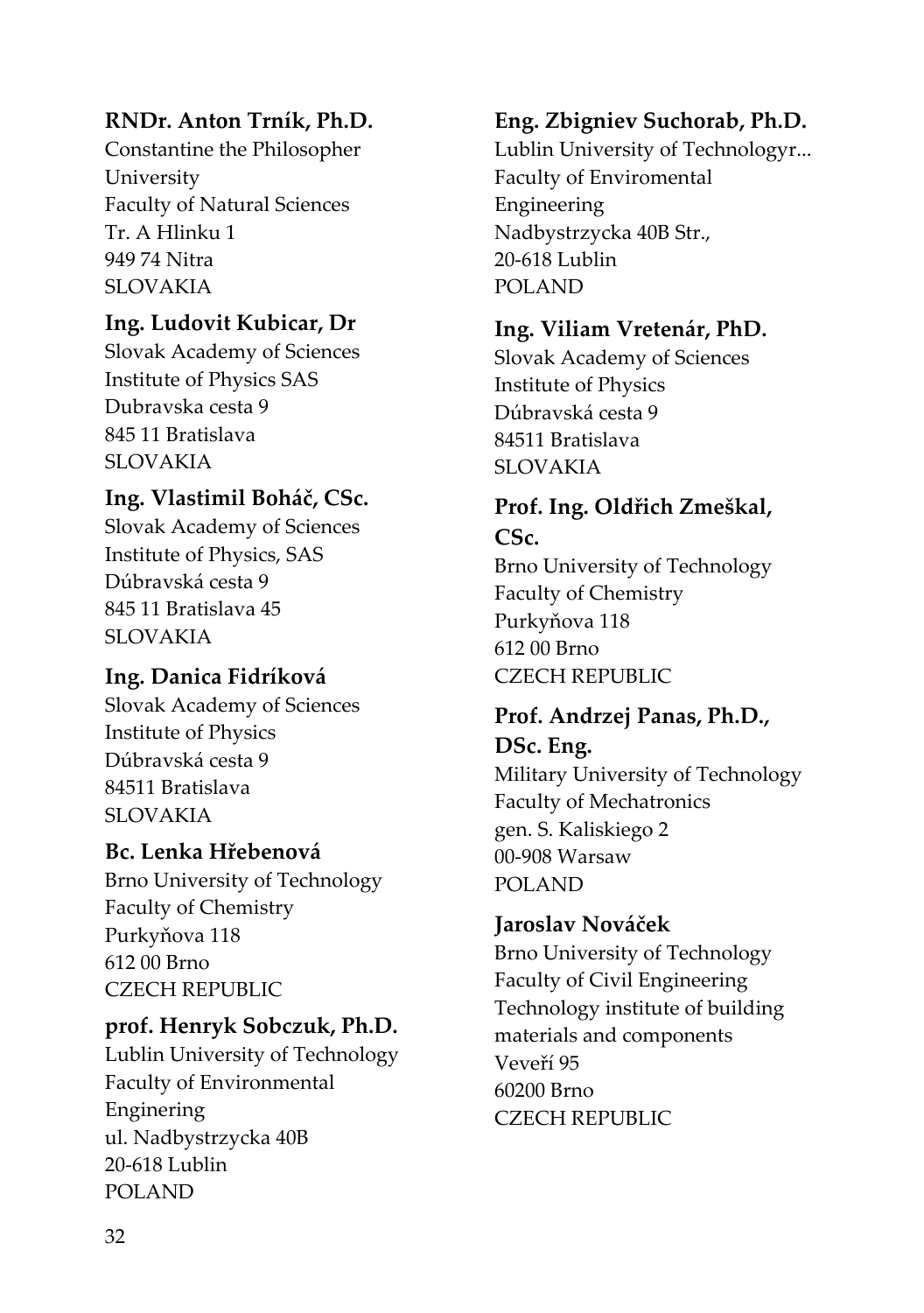**RNDr. Anton Trník, Ph.D.**
Constantine the Philosopher University
Faculty of Natural Sciences
Tr. A Hlinku 1
949 74 Nitra
SLOVAKIA

**Ing. Ludovit Kubicar, Dr**
Slovak Academy of Sciences
Institute of Physics SAS
Dubravska cesta 9
845 11 Bratislava
SLOVAKIA

**Ing. Vlastimil Boháč, CSc.**
Slovak Academy of Sciences
Institute of Physics, SAS
Dúbravská cesta 9
845 11 Bratislava 45
SLOVAKIA

**Ing. Danica Fidríková**
Slovak Academy of Sciences
Institute of Physics
Dúbravská cesta 9
84511 Bratislava
SLOVAKIA

**Bc. Lenka Hřebenová**
Brno University of Technology
Faculty of Chemistry
Purkyňova 118
612 00 Brno
CZECH REPUBLIC

**prof. Henryk Sobczuk, Ph.D.**
Lublin University of Technology
Faculty of Environmental Enginering
ul. Nadbystrzycka 40B
20-618 Lublin
POLAND

**Eng. Zbigniev Suchorab, Ph.D.**
Lublin University of Technologyr...
Faculty of Enviromental Engineering
Nadbystrzycka 40B Str.,
20-618 Lublin
POLAND

**Ing. Viliam Vretenár, PhD.**
Slovak Academy of Sciences
Institute of Physics
Dúbravská cesta 9
84511 Bratislava
SLOVAKIA

**Prof. Ing. Oldřich Zmeškal, CSc.**
Brno University of Technology
Faculty of Chemistry
Purkyňova 118
612 00 Brno
CZECH REPUBLIC

**Prof. Andrzej Panas, Ph.D., DSc. Eng.**
Military University of Technology
Faculty of Mechatronics
gen. S. Kaliskiego 2
00-908 Warsaw
POLAND

**Jaroslav Nováček**
Brno University of Technology
Faculty of Civil Engineering
Technology institute of building materials and components
Veveří 95
60200 Brno
CZECH REPUBLIC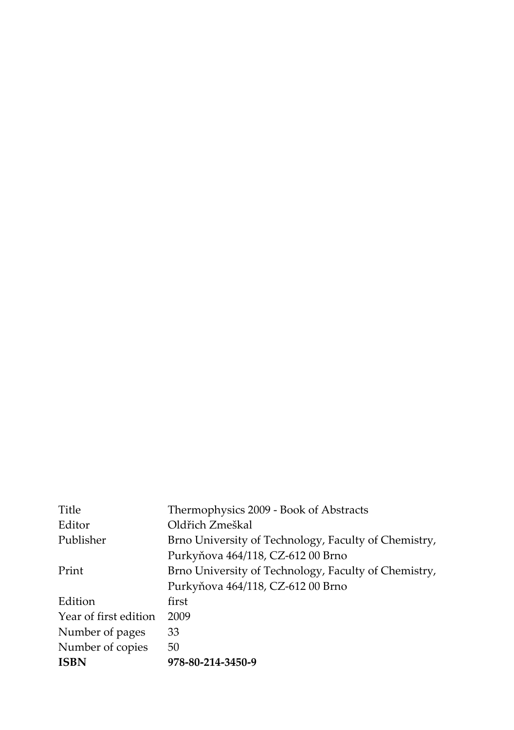| | |
|---|---|
| Title | Thermophysics 2009 - Book of Abstracts |
| Editor | Oldřich Zmeškal |
| Publisher | Brno University of Technology, Faculty of Chemistry, Purkyňova 464/118, CZ-612 00 Brno |
| Print | Brno University of Technology, Faculty of Chemistry, Purkyňova 464/118, CZ-612 00 Brno |
| Edition | first |
| Year of first edition | 2009 |
| Number of pages | 33 |
| Number of copies | 50 |
| **ISBN** | **978-80-214-3450-9** |